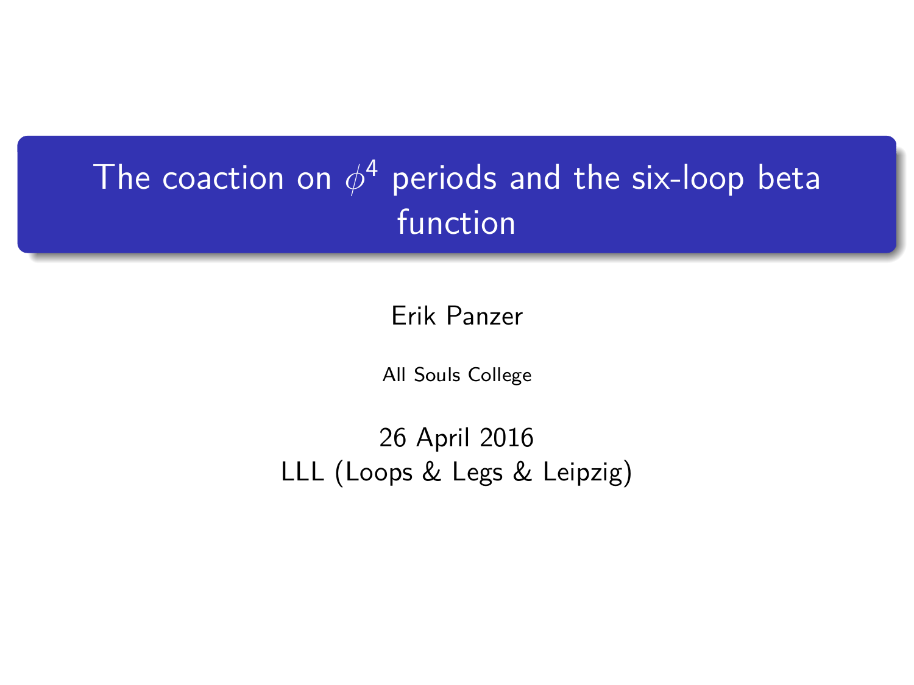# The coaction on $\phi^4$ periods and the six-loop beta function

Erik Panzer

All Souls College

26 April 2016

LLL (Loops & Legs & Leipzig)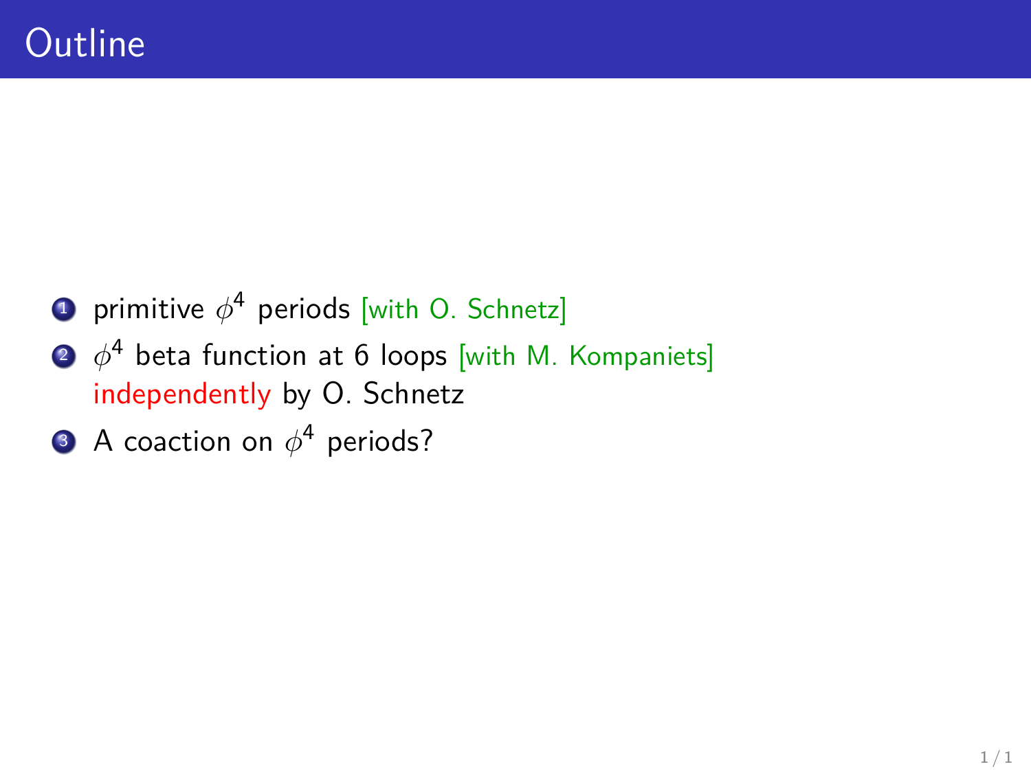# Outline

1. primitive $\phi^4$ periods [with O. Schnetz]
2. $\phi^4$ beta function at 6 loops [with M. Kompaniets]
   independently by O. Schnetz
3. A coaction on $\phi^4$ periods?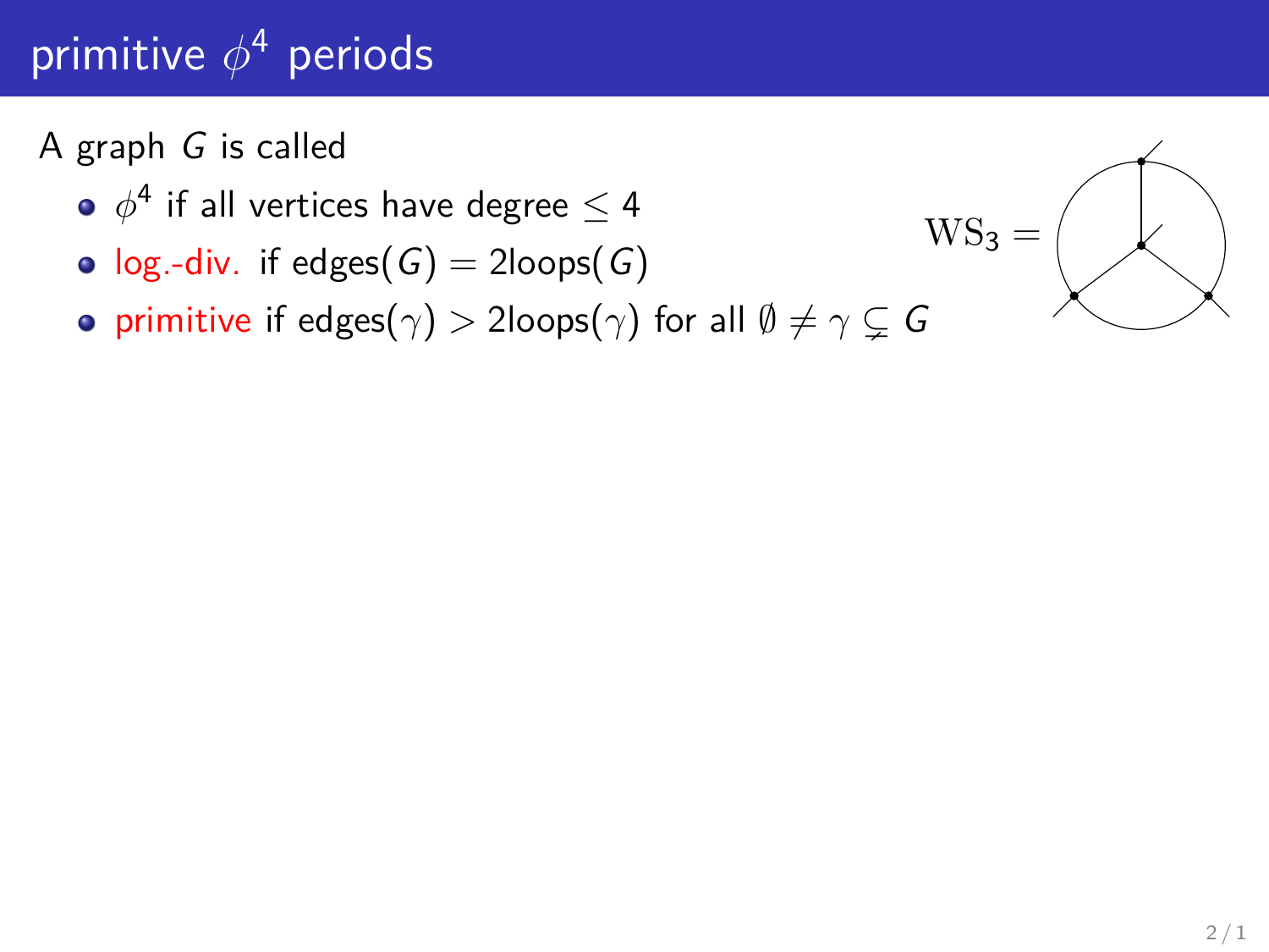# primitive $\phi^4$ periods

A graph $G$ is called

- $\phi^4$ if all vertices have degree $\leq 4$
- log.-div. if edges$(G) = 2$loops$(G)$
- primitive if edges$(\gamma) > 2$loops$(\gamma)$ for all $\emptyset \neq \gamma \subsetneq G$

$\mathrm{WS}_3 =$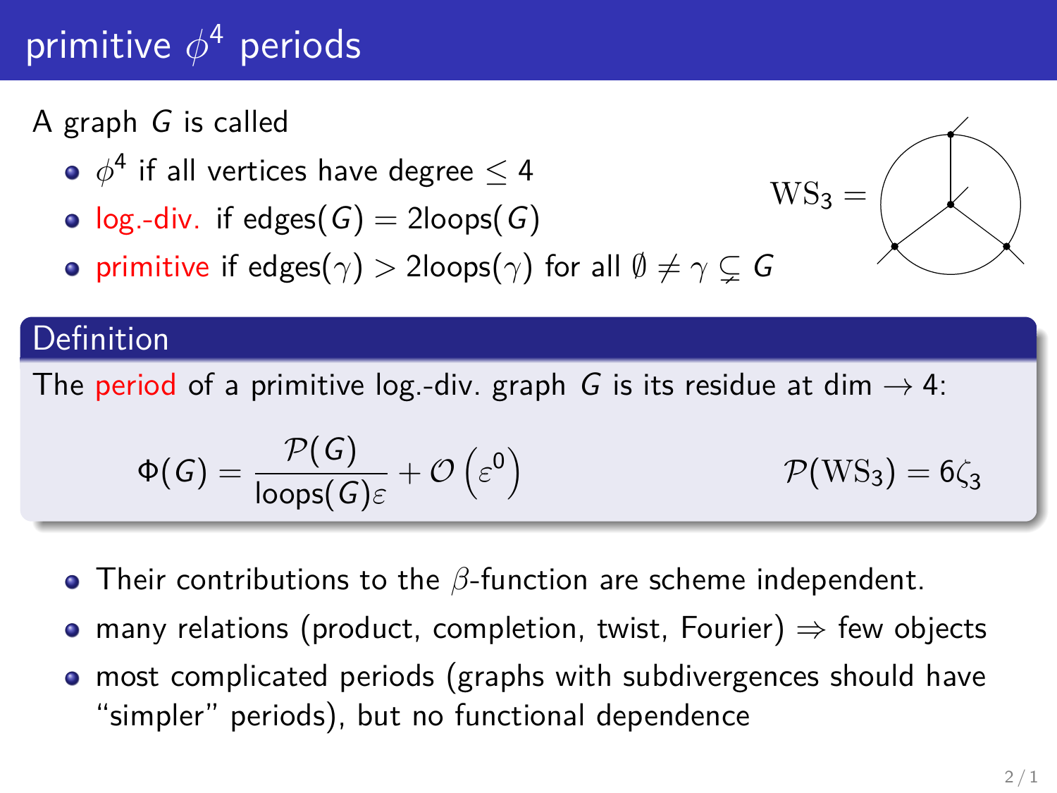# primitive $\phi^4$ periods

A graph $G$ is called

- $\phi^4$ if all vertices have degree $\leq 4$
- log.-div. if edges$(G) = 2$loops$(G)$
- primitive if edges$(\gamma) > 2$loops$(\gamma)$ for all $\emptyset \neq \gamma \subsetneq G$

$\mathrm{WS}_3 =$

## Definition

The period of a primitive log.-div. graph $G$ is its residue at dim $\to 4$:

$$\Phi(G) = \frac{\mathcal{P}(G)}{\text{loops}(G)\varepsilon} + \mathcal{O}\left(\varepsilon^0\right) \qquad \mathcal{P}(\mathrm{WS}_3) = 6\zeta_3$$

- Their contributions to the $\beta$-function are scheme independent.
- many relations (product, completion, twist, Fourier) $\Rightarrow$ few objects
- most complicated periods (graphs with subdivergences should have "simpler" periods), but no functional dependence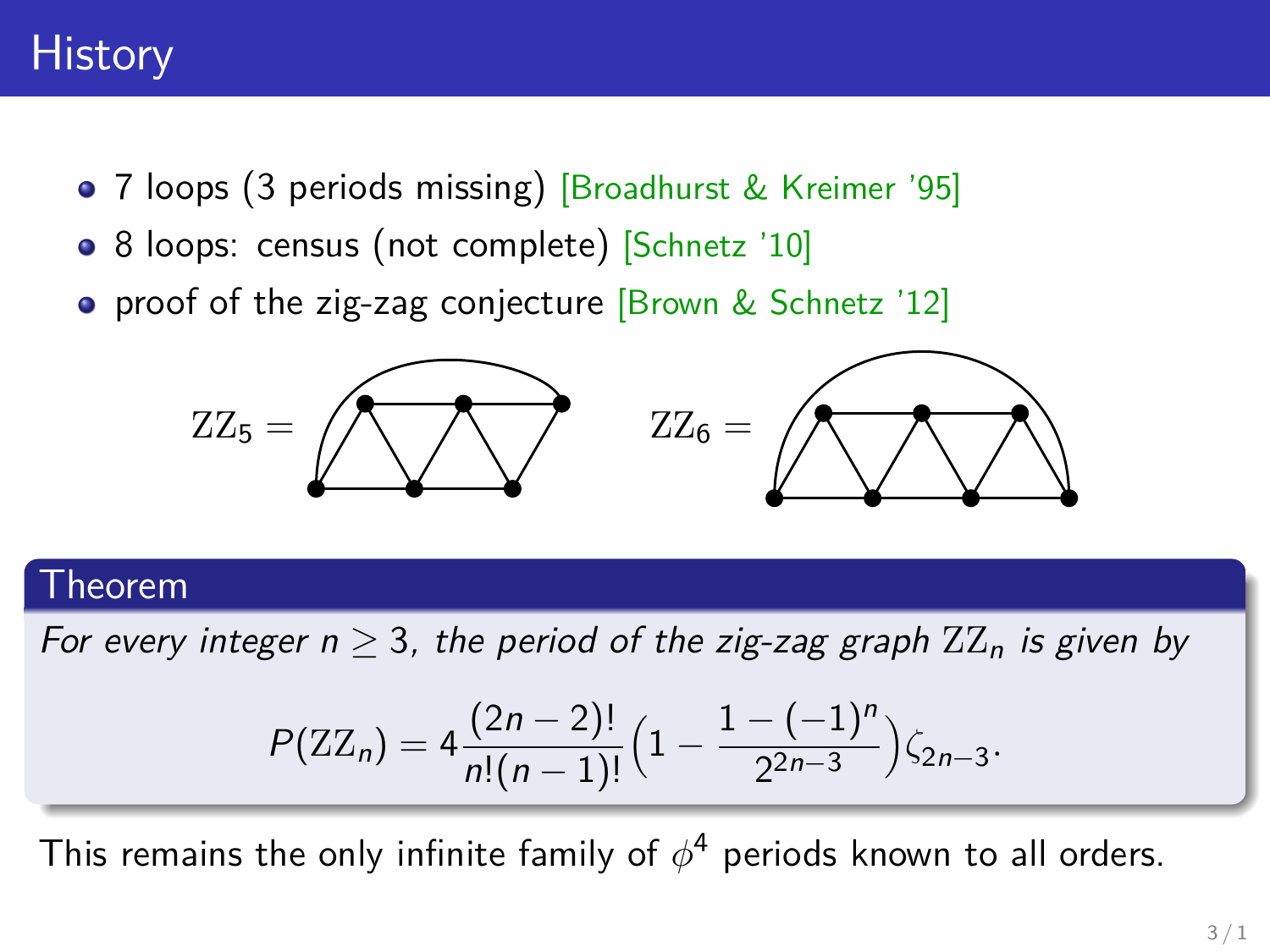# History

- 7 loops (3 periods missing) [Broadhurst & Kreimer '95]
- 8 loops: census (not complete) [Schnetz '10]
- proof of the zig-zag conjecture [Brown & Schnetz '12]

$\mathrm{ZZ}_5 =$ $\qquad$ $\mathrm{ZZ}_6 =$

**Theorem**

*For every integer $n \geq 3$, the period of the zig-zag graph $\mathrm{ZZ}_n$ is given by*

$$P(\mathrm{ZZ}_n) = 4\frac{(2n-2)!}{n!(n-1)!}\Big(1 - \frac{1-(-1)^n}{2^{2n-3}}\Big)\zeta_{2n-3}.$$

This remains the only infinite family of $\phi^4$ periods known to all orders.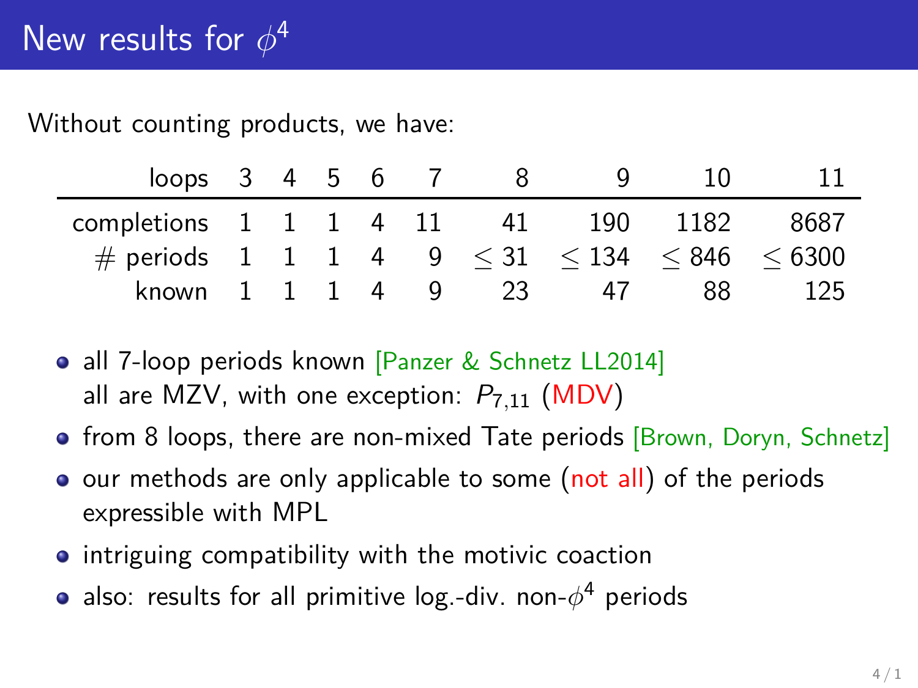# New results for $\phi^4$

Without counting products, we have:

| loops | 3 | 4 | 5 | 6 | 7 | 8 | 9 | 10 | 11 |
|---|---|---|---|---|---|---|---|---|---|
| completions | 1 | 1 | 1 | 4 | 11 | 41 | 190 | 1182 | 8687 |
| # periods | 1 | 1 | 1 | 4 | 9 | $\leq 31$ | $\leq 134$ | $\leq 846$ | $\leq 6300$ |
| known | 1 | 1 | 1 | 4 | 9 | 23 | 47 | 88 | 125 |

- all 7-loop periods known [Panzer & Schnetz LL2014]
  all are MZV, with one exception: $P_{7,11}$ (MDV)
- from 8 loops, there are non-mixed Tate periods [Brown, Doryn, Schnetz]
- our methods are only applicable to some (not all) of the periods expressible with MPL
- intriguing compatibility with the motivic coaction
- also: results for all primitive log.-div. non-$\phi^4$ periods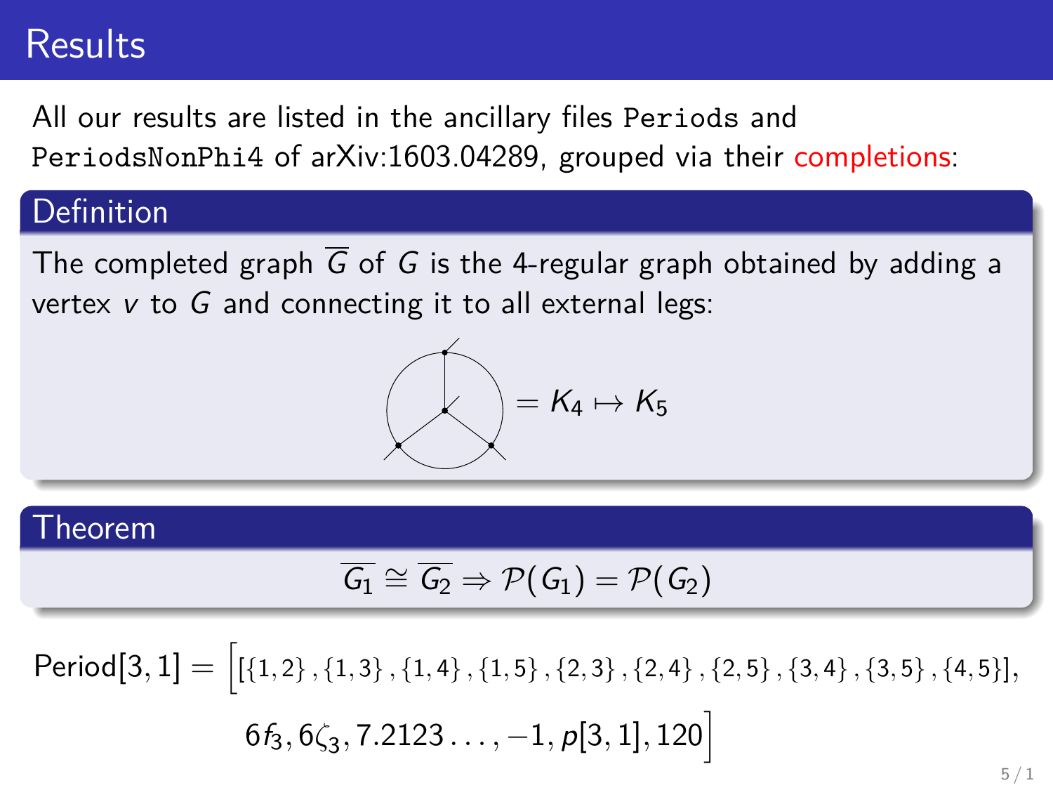# Results

All our results are listed in the ancillary files `Periods` and `PeriodsNonPhi4` of arXiv:1603.04289, grouped via their completions:

## Definition

The completed graph $\overline{G}$ of $G$ is the 4-regular graph obtained by adding a vertex $v$ to $G$ and connecting it to all external legs:

$$= K_4 \mapsto K_5$$

## Theorem

$$\overline{G_1} \cong \overline{G_2} \Rightarrow \mathcal{P}(G_1) = \mathcal{P}(G_2)$$

$$\text{Period}[3,1] = \Big[ [\{1,2\},\{1,3\},\{1,4\},\{1,5\},\{2,3\},\{2,4\},\{2,5\},\{3,4\},\{3,5\},\{4,5\}],$$

$$6f_3, 6\zeta_3, 7.2123\ldots, -1, p[3,1], 120 \Big]$$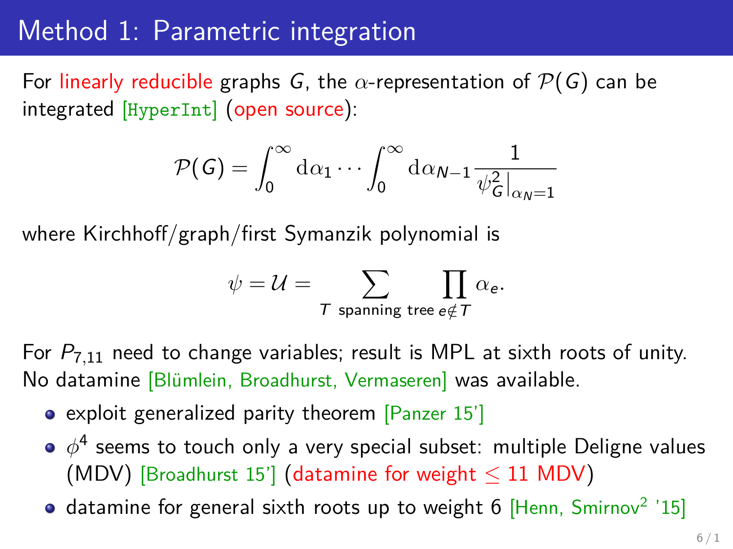# Method 1: Parametric integration

For linearly reducible graphs $G$, the $\alpha$-representation of $\mathcal{P}(G)$ can be integrated [HyperInt] (open source):

$$\mathcal{P}(G) = \int_0^\infty \mathrm{d}\alpha_1 \cdots \int_0^\infty \mathrm{d}\alpha_{N-1} \frac{1}{\psi_G^2|_{\alpha_N=1}}$$

where Kirchhoff/graph/first Symanzik polynomial is

$$\psi = \mathcal{U} = \sum_{T \text{ spanning tree}} \prod_{e \notin T} \alpha_e.$$

For $P_{7,11}$ need to change variables; result is MPL at sixth roots of unity. No datamine [Blümlein, Broadhurst, Vermaseren] was available.

- exploit generalized parity theorem [Panzer 15']
- $\phi^4$ seems to touch only a very special subset: multiple Deligne values (MDV) [Broadhurst 15'] (datamine for weight $\leq 11$ MDV)
- datamine for general sixth roots up to weight 6 [Henn, Smirnov$^2$ '15]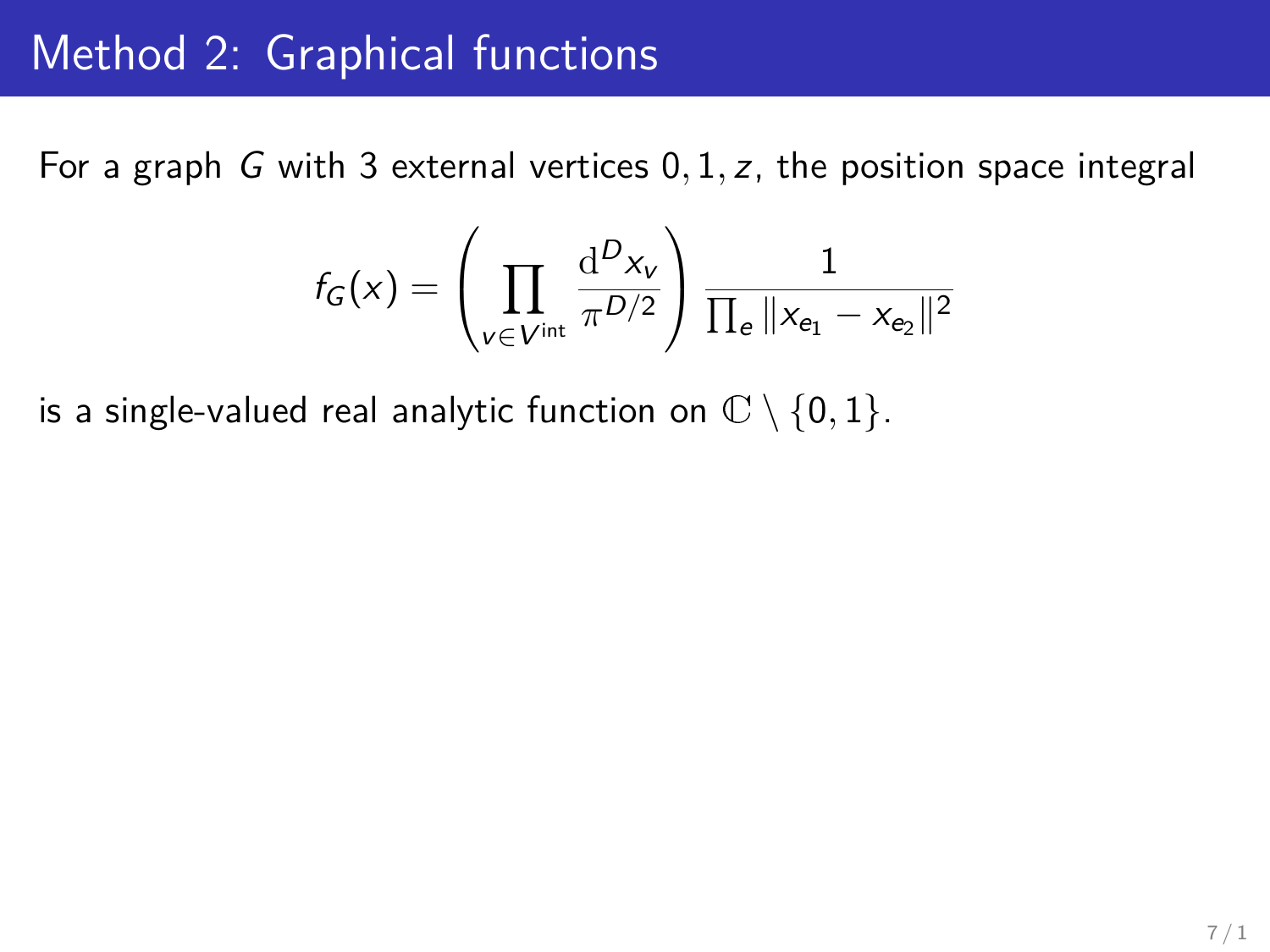# Method 2: Graphical functions

For a graph $G$ with 3 external vertices $0, 1, z$, the position space integral

$$f_G(x) = \left( \prod_{v \in V^{\text{int}}} \frac{\mathrm{d}^D x_v}{\pi^{D/2}} \right) \frac{1}{\prod_e \|x_{e_1} - x_{e_2}\|^2}$$

is a single-valued real analytic function on $\mathbb{C} \setminus \{0, 1\}$.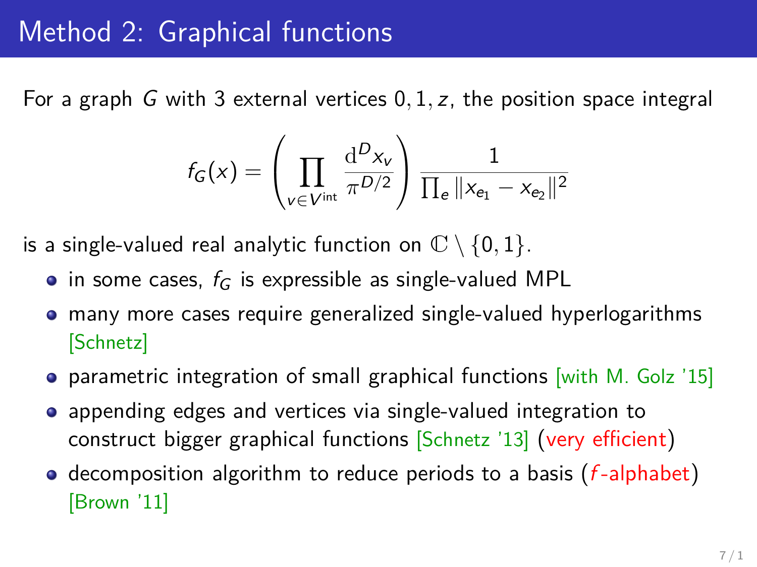# Method 2: Graphical functions

For a graph $G$ with 3 external vertices $0, 1, z$, the position space integral

$$f_G(x) = \left( \prod_{v \in V^{\text{int}}} \frac{\mathrm{d}^D x_v}{\pi^{D/2}} \right) \frac{1}{\prod_e \|x_{e_1} - x_{e_2}\|^2}$$

is a single-valued real analytic function on $\mathbb{C} \setminus \{0, 1\}$.

- in some cases, $f_G$ is expressible as single-valued MPL
- many more cases require generalized single-valued hyperlogarithms [Schnetz]
- parametric integration of small graphical functions [with M. Golz '15]
- appending edges and vertices via single-valued integration to construct bigger graphical functions [Schnetz '13] (very efficient)
- decomposition algorithm to reduce periods to a basis ($f$-alphabet) [Brown '11]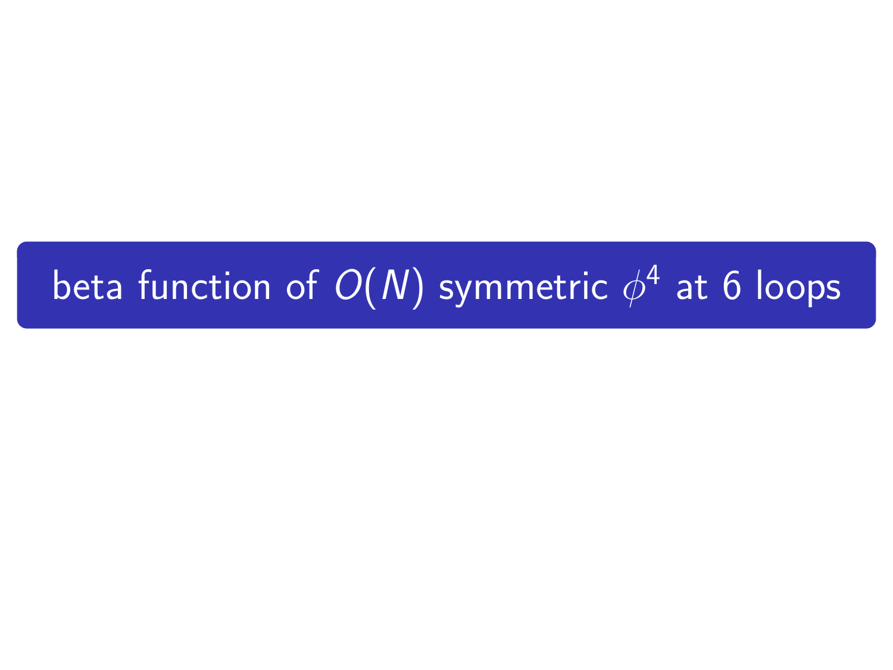# beta function of $O(N)$ symmetric $\phi^4$ at 6 loops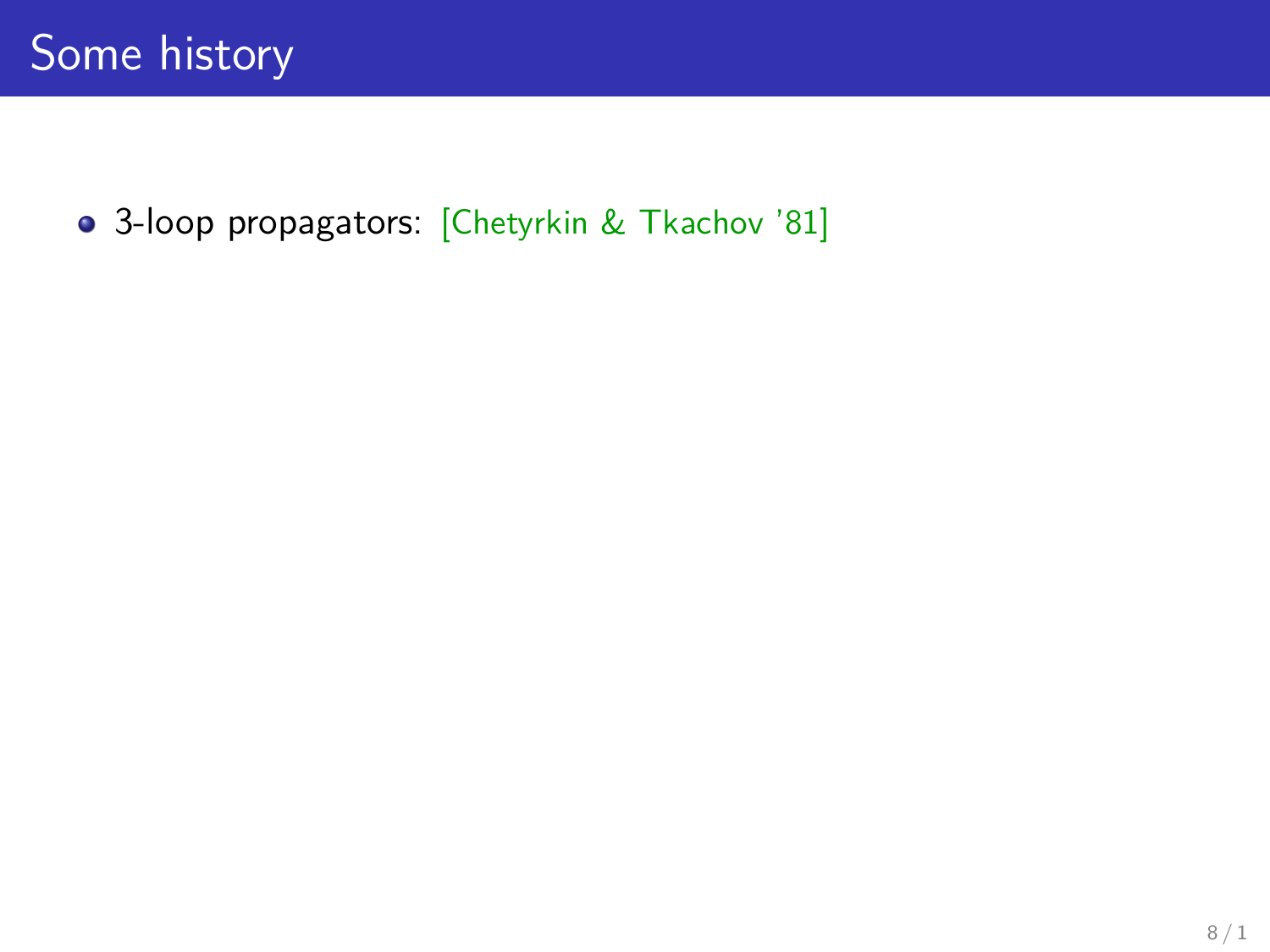# Some history

- 3-loop propagators: [Chetyrkin & Tkachov '81]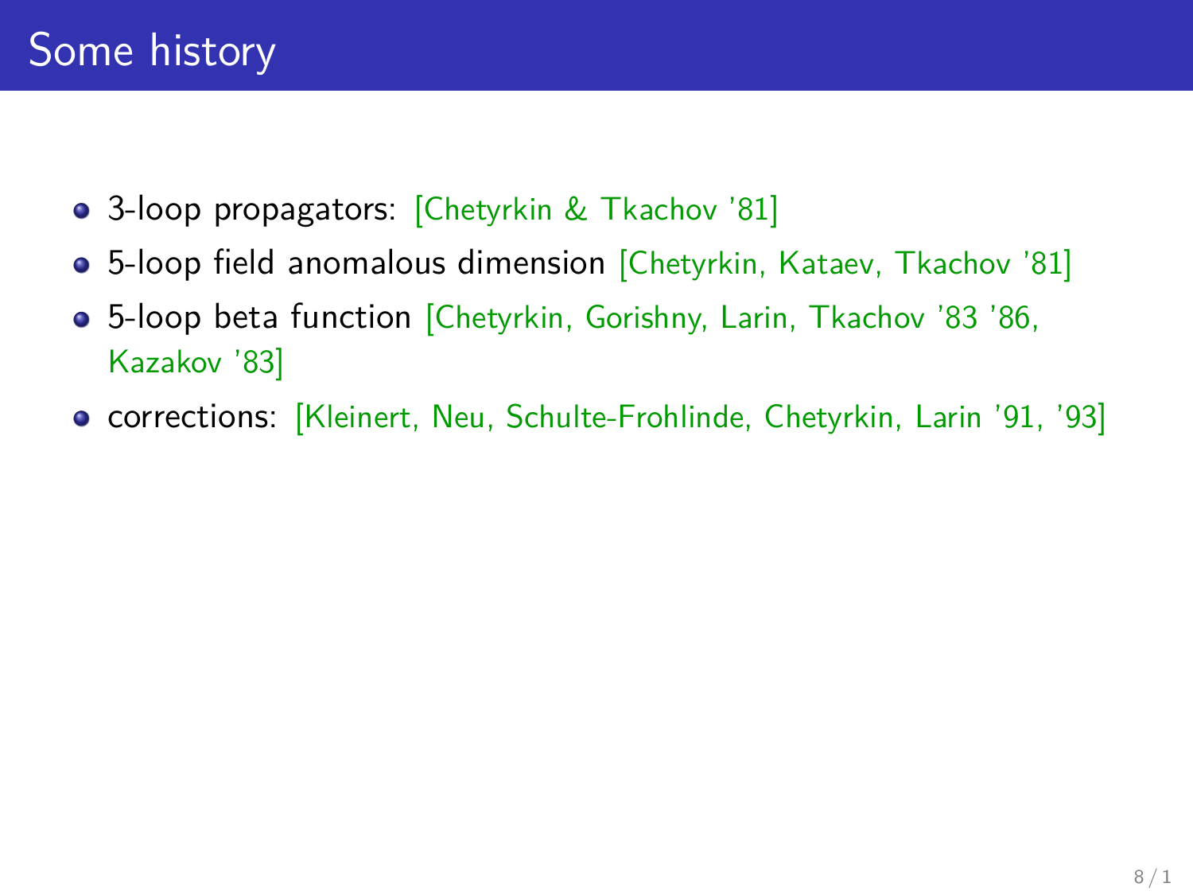# Some history

- 3-loop propagators: [Chetyrkin & Tkachov '81]
- 5-loop field anomalous dimension [Chetyrkin, Kataev, Tkachov '81]
- 5-loop beta function [Chetyrkin, Gorishny, Larin, Tkachov '83 '86, Kazakov '83]
- corrections: [Kleinert, Neu, Schulte-Frohlinde, Chetyrkin, Larin '91, '93]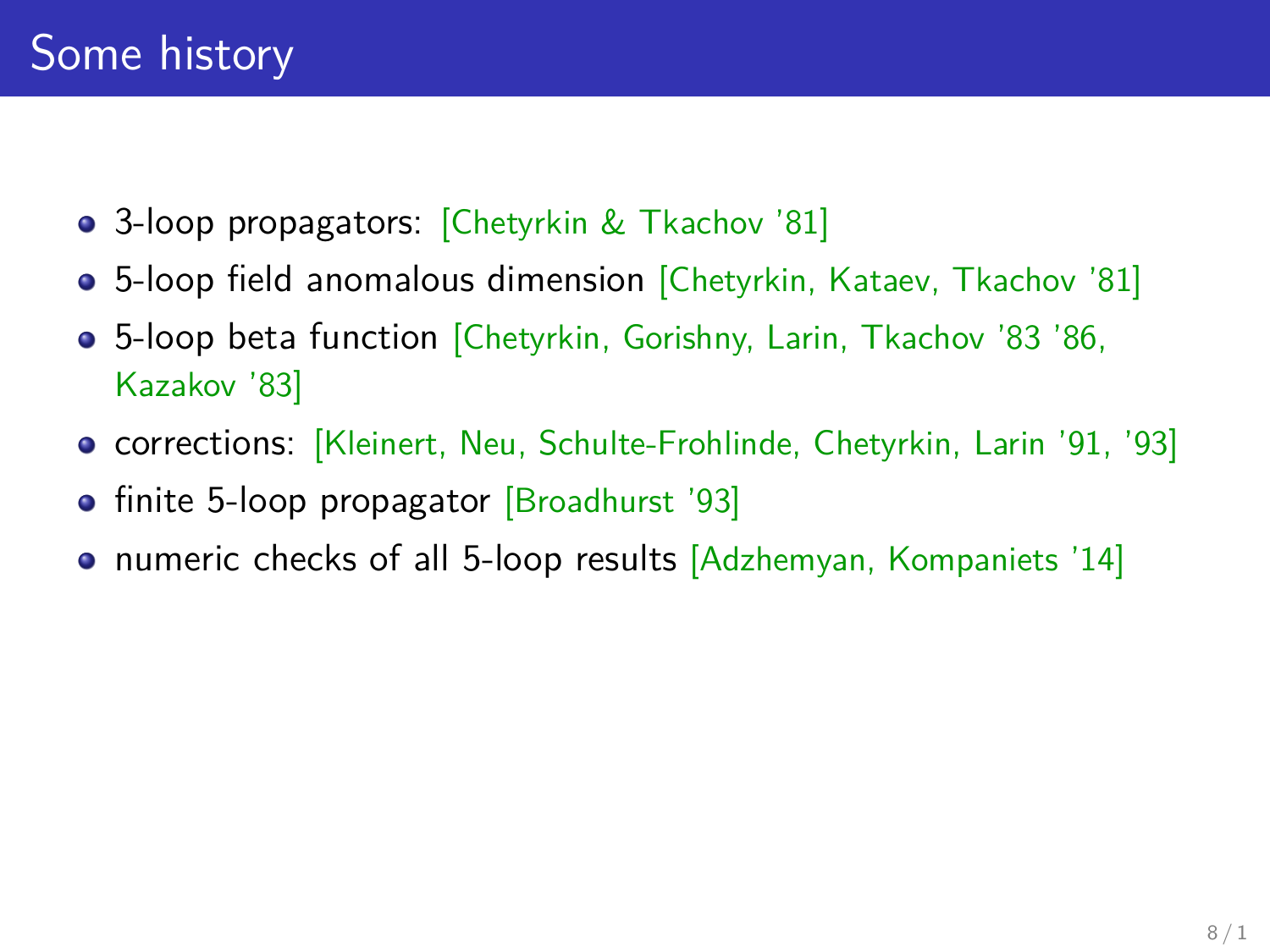# Some history

- 3-loop propagators: [Chetyrkin & Tkachov '81]
- 5-loop field anomalous dimension [Chetyrkin, Kataev, Tkachov '81]
- 5-loop beta function [Chetyrkin, Gorishny, Larin, Tkachov '83 '86, Kazakov '83]
- corrections: [Kleinert, Neu, Schulte-Frohlinde, Chetyrkin, Larin '91, '93]
- finite 5-loop propagator [Broadhurst '93]
- numeric checks of all 5-loop results [Adzhemyan, Kompaniets '14]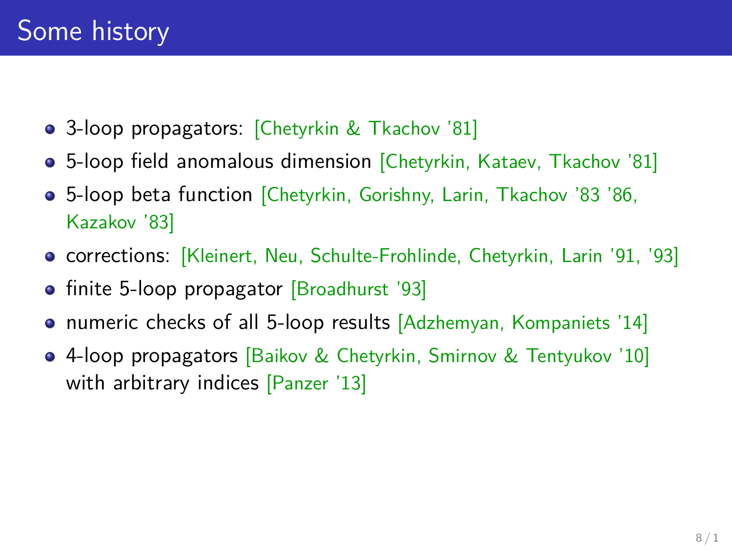# Some history

- 3-loop propagators: [Chetyrkin & Tkachov '81]
- 5-loop field anomalous dimension [Chetyrkin, Kataev, Tkachov '81]
- 5-loop beta function [Chetyrkin, Gorishny, Larin, Tkachov '83 '86, Kazakov '83]
- corrections: [Kleinert, Neu, Schulte-Frohlinde, Chetyrkin, Larin '91, '93]
- finite 5-loop propagator [Broadhurst '93]
- numeric checks of all 5-loop results [Adzhemyan, Kompaniets '14]
- 4-loop propagators [Baikov & Chetyrkin, Smirnov & Tentyukov '10] with arbitrary indices [Panzer '13]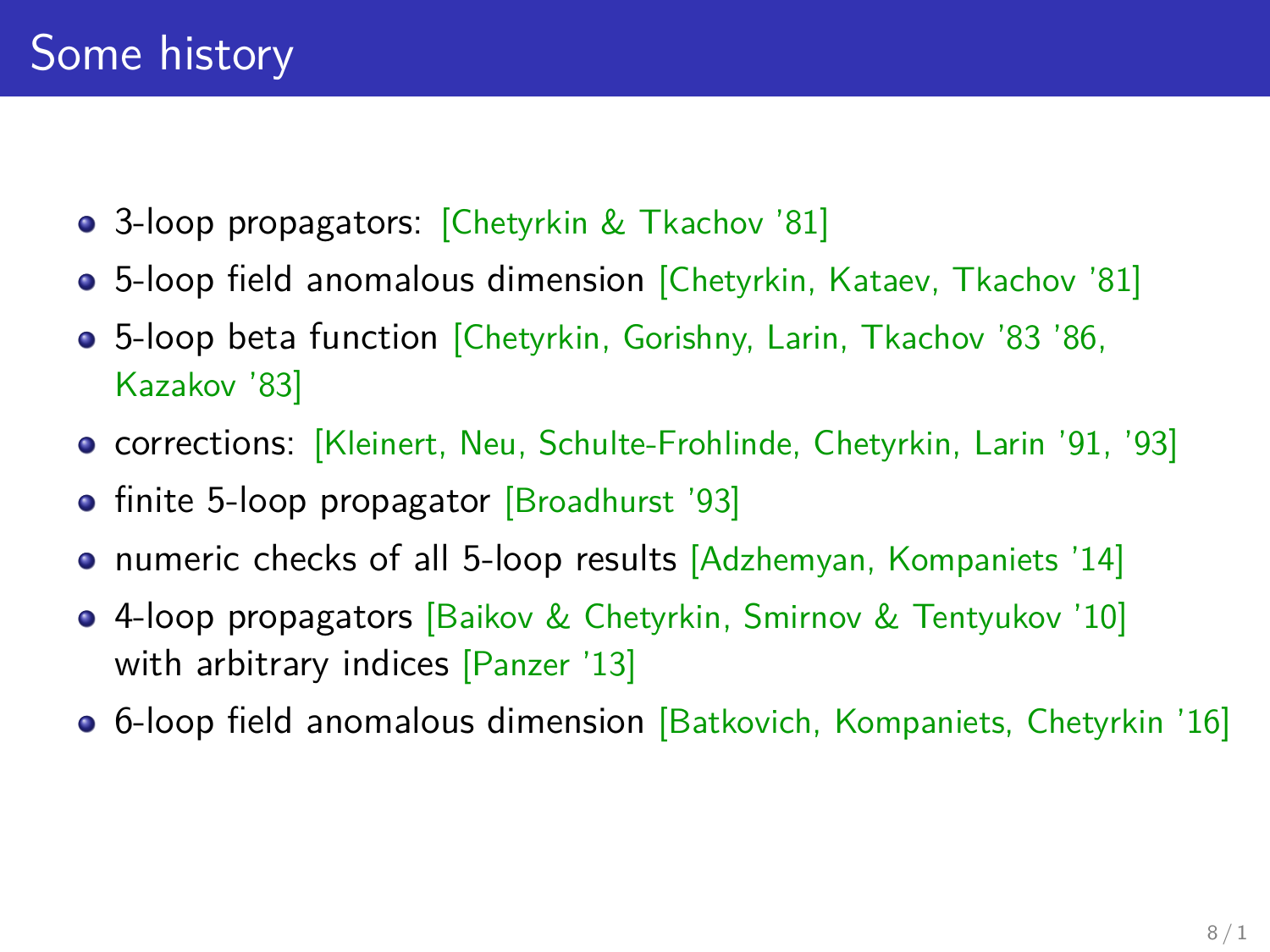# Some history

- 3-loop propagators: [Chetyrkin & Tkachov '81]
- 5-loop field anomalous dimension [Chetyrkin, Kataev, Tkachov '81]
- 5-loop beta function [Chetyrkin, Gorishny, Larin, Tkachov '83 '86, Kazakov '83]
- corrections: [Kleinert, Neu, Schulte-Frohlinde, Chetyrkin, Larin '91, '93]
- finite 5-loop propagator [Broadhurst '93]
- numeric checks of all 5-loop results [Adzhemyan, Kompaniets '14]
- 4-loop propagators [Baikov & Chetyrkin, Smirnov & Tentyukov '10] with arbitrary indices [Panzer '13]
- 6-loop field anomalous dimension [Batkovich, Kompaniets, Chetyrkin '16]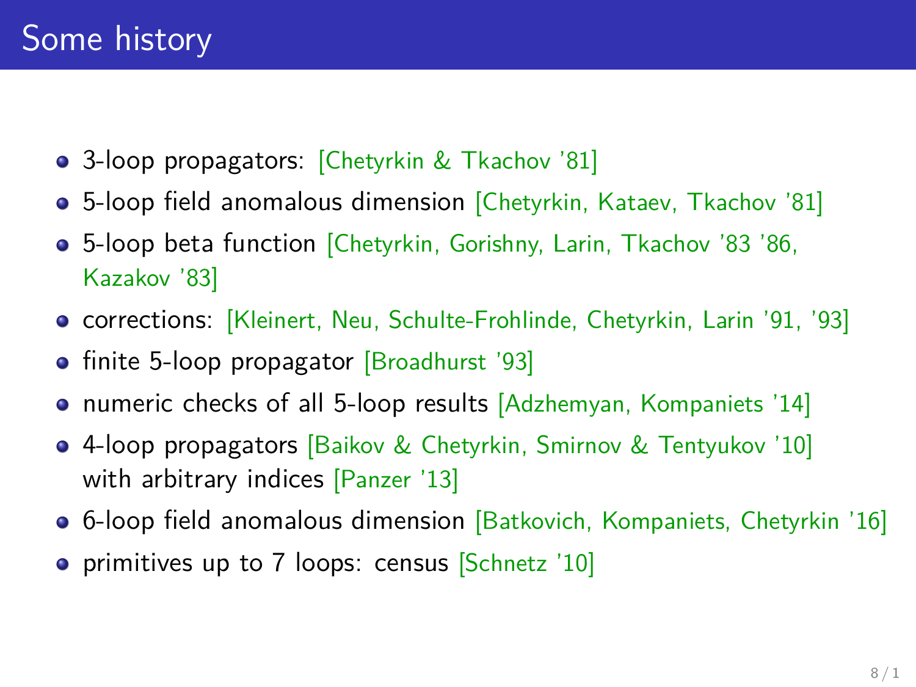# Some history

- 3-loop propagators: [Chetyrkin & Tkachov '81]
- 5-loop field anomalous dimension [Chetyrkin, Kataev, Tkachov '81]
- 5-loop beta function [Chetyrkin, Gorishny, Larin, Tkachov '83 '86, Kazakov '83]
- corrections: [Kleinert, Neu, Schulte-Frohlinde, Chetyrkin, Larin '91, '93]
- finite 5-loop propagator [Broadhurst '93]
- numeric checks of all 5-loop results [Adzhemyan, Kompaniets '14]
- 4-loop propagators [Baikov & Chetyrkin, Smirnov & Tentyukov '10] with arbitrary indices [Panzer '13]
- 6-loop field anomalous dimension [Batkovich, Kompaniets, Chetyrkin '16]
- primitives up to 7 loops: census [Schnetz '10]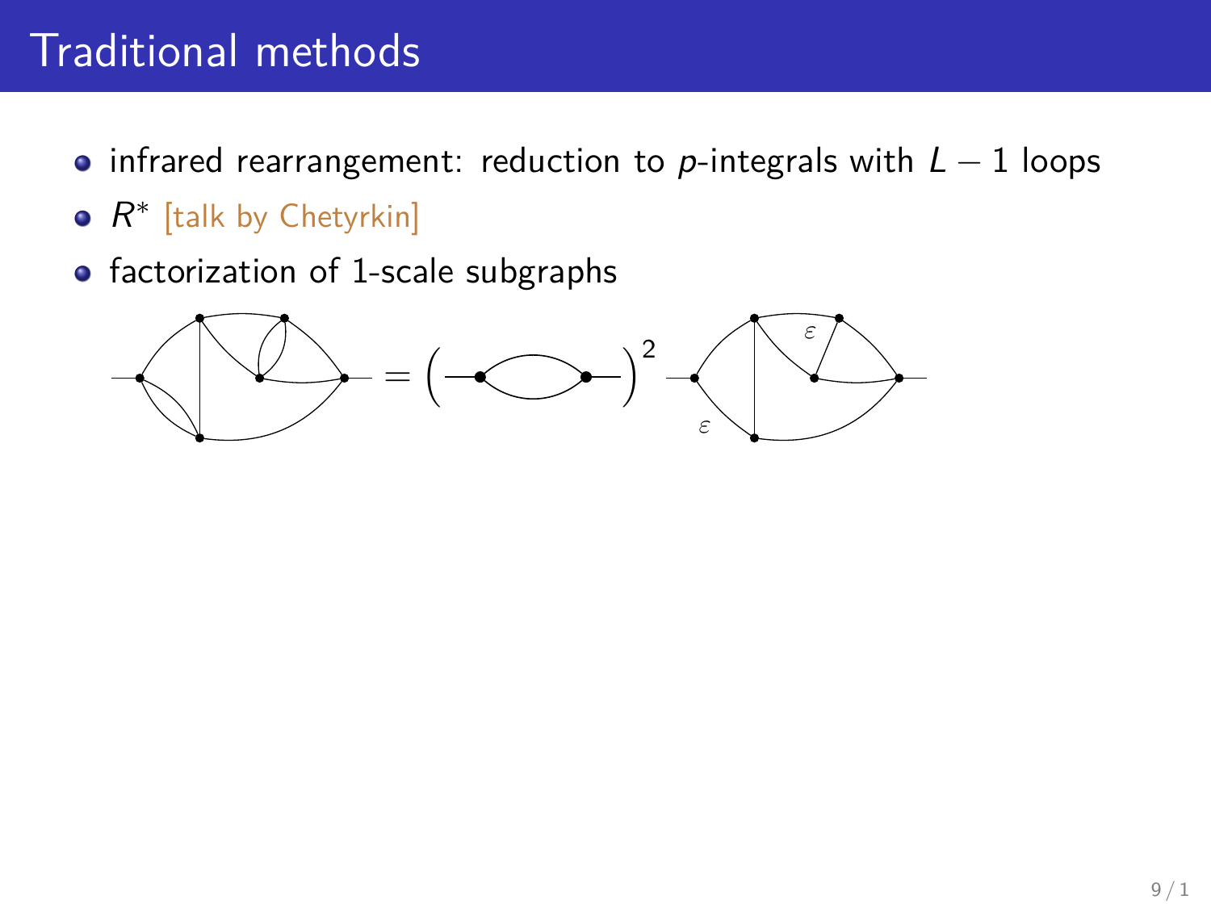# Traditional methods

- infrared rearrangement: reduction to $p$-integrals with $L-1$ loops
- $R^*$ [talk by Chetyrkin]
- factorization of 1-scale subgraphs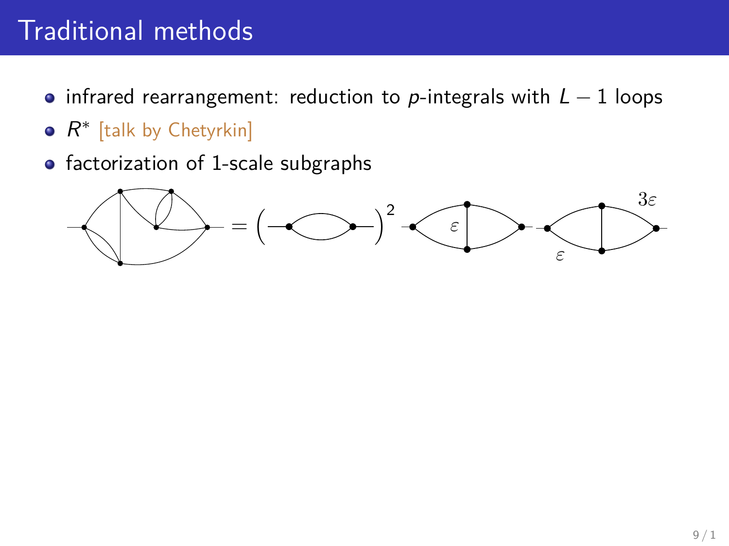# Traditional methods

- infrared rearrangement: reduction to $p$-integrals with $L-1$ loops
- $R^*$ [talk by Chetyrkin]
- factorization of 1-scale subgraphs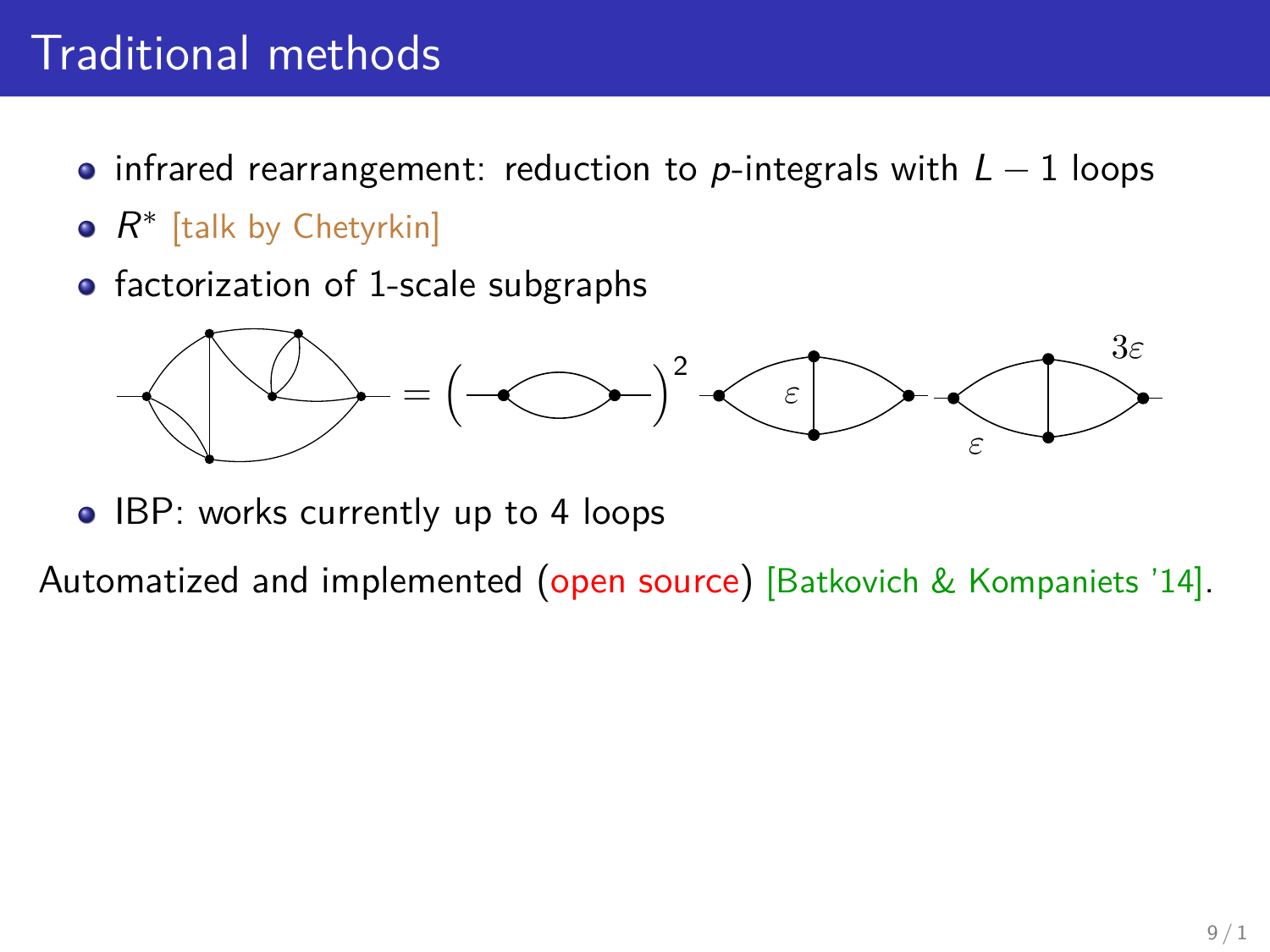# Traditional methods

- infrared rearrangement: reduction to $p$-integrals with $L-1$ loops
- $R^*$ [talk by Chetyrkin]
- factorization of 1-scale subgraphs
- IBP: works currently up to 4 loops

Automatized and implemented (open source) [Batkovich & Kompaniets '14].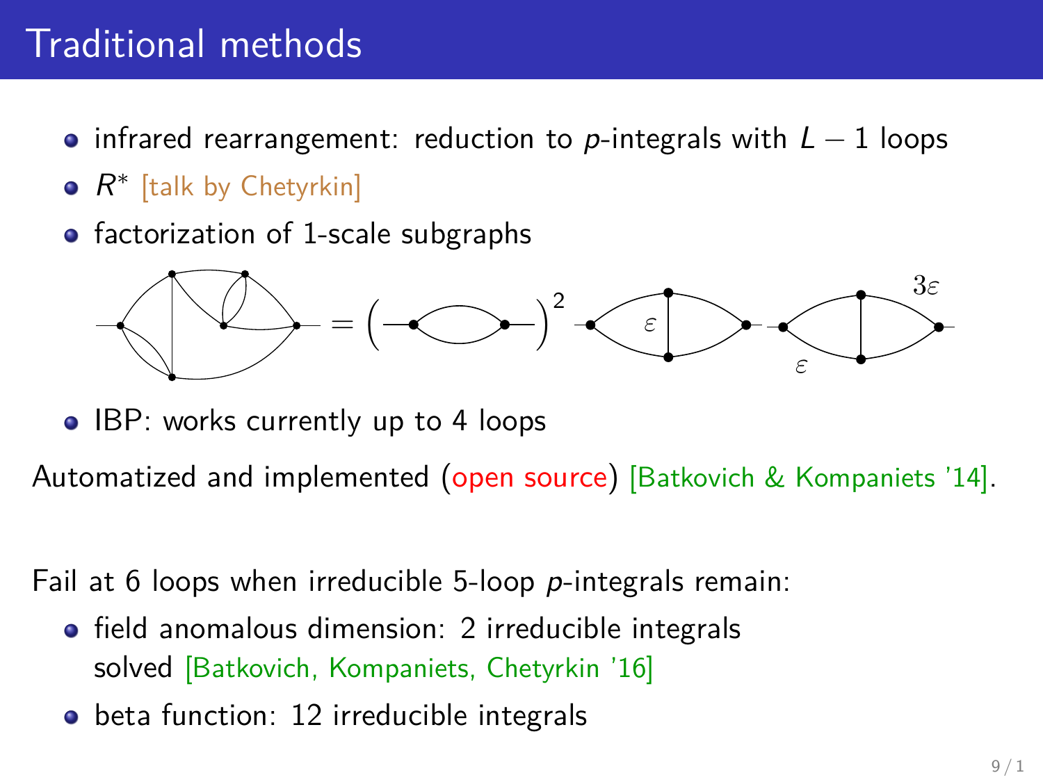# Traditional methods

- infrared rearrangement: reduction to $p$-integrals with $L-1$ loops
- $R^*$ [talk by Chetyrkin]
- factorization of 1-scale subgraphs
- IBP: works currently up to 4 loops

Automatized and implemented (open source) [Batkovich & Kompaniets '14].

Fail at 6 loops when irreducible 5-loop $p$-integrals remain:

- field anomalous dimension: 2 irreducible integrals
  solved [Batkovich, Kompaniets, Chetyrkin '16]
- beta function: 12 irreducible integrals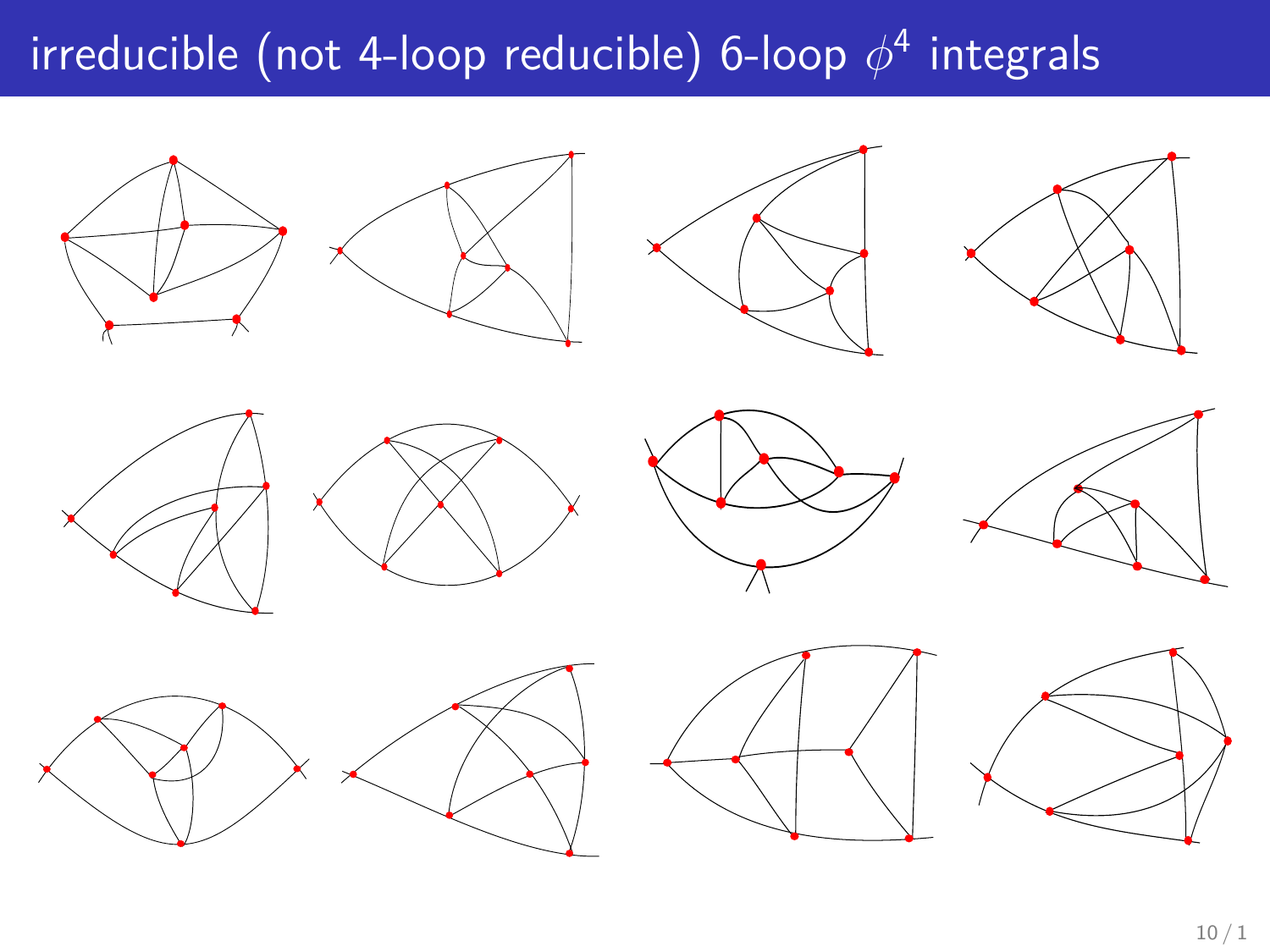# irreducible (not 4-loop reducible) 6-loop $\phi^4$ integrals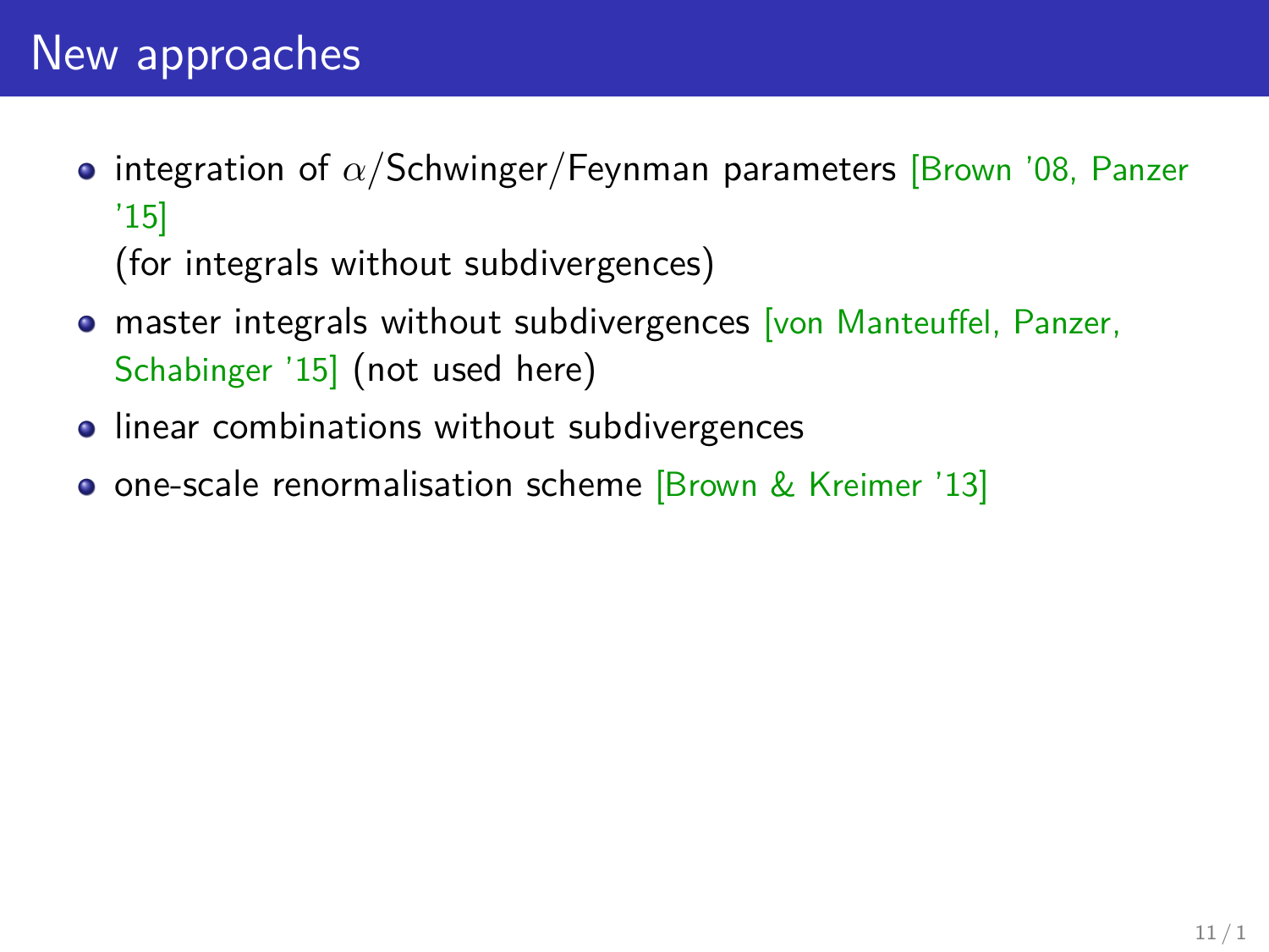# New approaches

- integration of $\alpha$/Schwinger/Feynman parameters [Brown '08, Panzer '15]
  (for integrals without subdivergences)
- master integrals without subdivergences [von Manteuffel, Panzer, Schabinger '15] (not used here)
- linear combinations without subdivergences
- one-scale renormalisation scheme [Brown & Kreimer '13]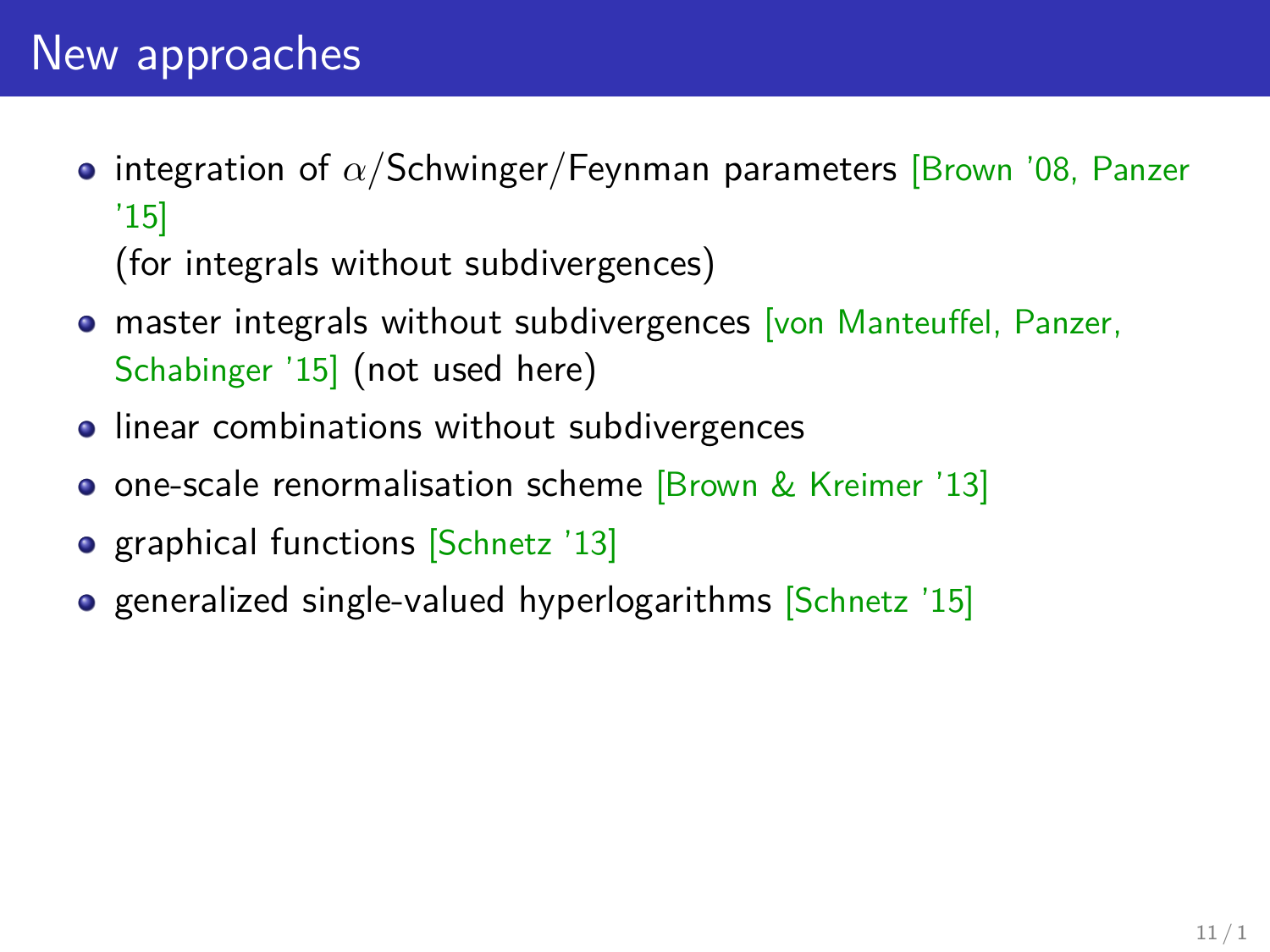# New approaches

- integration of $\alpha$/Schwinger/Feynman parameters [Brown '08, Panzer '15]
  (for integrals without subdivergences)
- master integrals without subdivergences [von Manteuffel, Panzer, Schabinger '15] (not used here)
- linear combinations without subdivergences
- one-scale renormalisation scheme [Brown & Kreimer '13]
- graphical functions [Schnetz '13]
- generalized single-valued hyperlogarithms [Schnetz '15]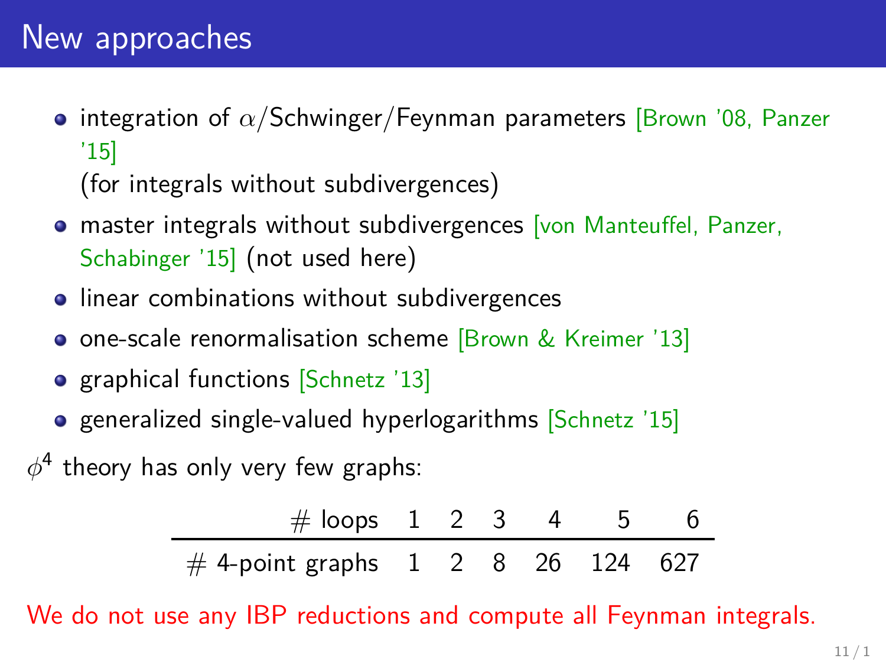# New approaches

- integration of $\alpha$/Schwinger/Feynman parameters [Brown '08, Panzer '15] (for integrals without subdivergences)
- master integrals without subdivergences [von Manteuffel, Panzer, Schabinger '15] (not used here)
- linear combinations without subdivergences
- one-scale renormalisation scheme [Brown & Kreimer '13]
- graphical functions [Schnetz '13]
- generalized single-valued hyperlogarithms [Schnetz '15]

$\phi^4$ theory has only very few graphs:

| # loops | 1 | 2 | 3 | 4 | 5 | 6 |
|---|---|---|---|---|---|---|
| # 4-point graphs | 1 | 2 | 8 | 26 | 124 | 627 |

We do not use any IBP reductions and compute all Feynman integrals.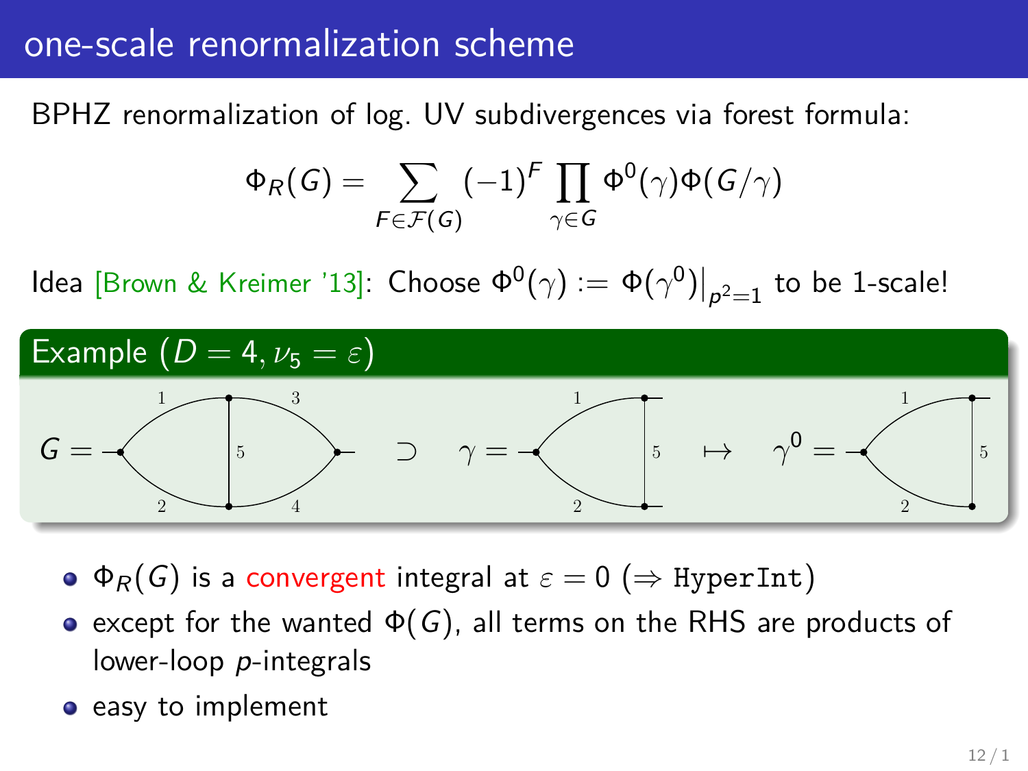# one-scale renormalization scheme

BPHZ renormalization of log. UV subdivergences via forest formula:

$$\Phi_R(G) = \sum_{F \in \mathcal{F}(G)} (-1)^F \prod_{\gamma \in G} \Phi^0(\gamma)\Phi(G/\gamma)$$

Idea [Brown & Kreimer '13]: Choose $\Phi^0(\gamma) := \Phi(\gamma^0)\big|_{p^2=1}$ to be 1-scale!

**Example ($D = 4, \nu_5 = \varepsilon$)**

$G = $ (graph with edges 1, 2, 3, 4, 5) $\supset$ $\gamma =$ (subgraph with edges 1, 2, 5) $\mapsto$ $\gamma^0 =$ (graph with edges 1, 2, 5)

- $\Phi_R(G)$ is a convergent integral at $\varepsilon = 0$ ($\Rightarrow$ `HyperInt`)
- except for the wanted $\Phi(G)$, all terms on the RHS are products of lower-loop $p$-integrals
- easy to implement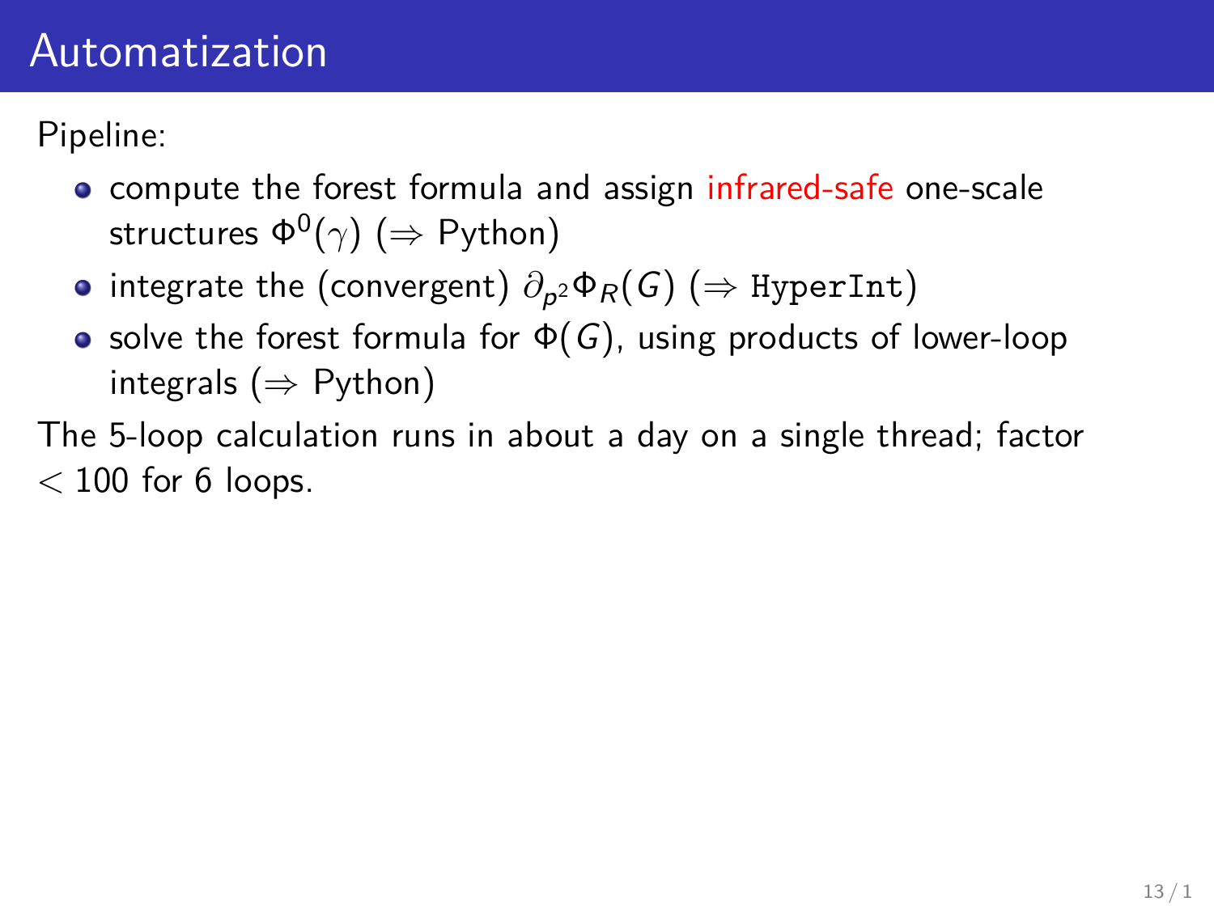# Automatization

Pipeline:

- compute the forest formula and assign infrared-safe one-scale structures $\Phi^0(\gamma)$ ($\Rightarrow$ Python)
- integrate the (convergent) $\partial_{p^2}\Phi_R(G)$ ($\Rightarrow$ `HyperInt`)
- solve the forest formula for $\Phi(G)$, using products of lower-loop integrals ($\Rightarrow$ Python)

The 5-loop calculation runs in about a day on a single thread; factor $< 100$ for 6 loops.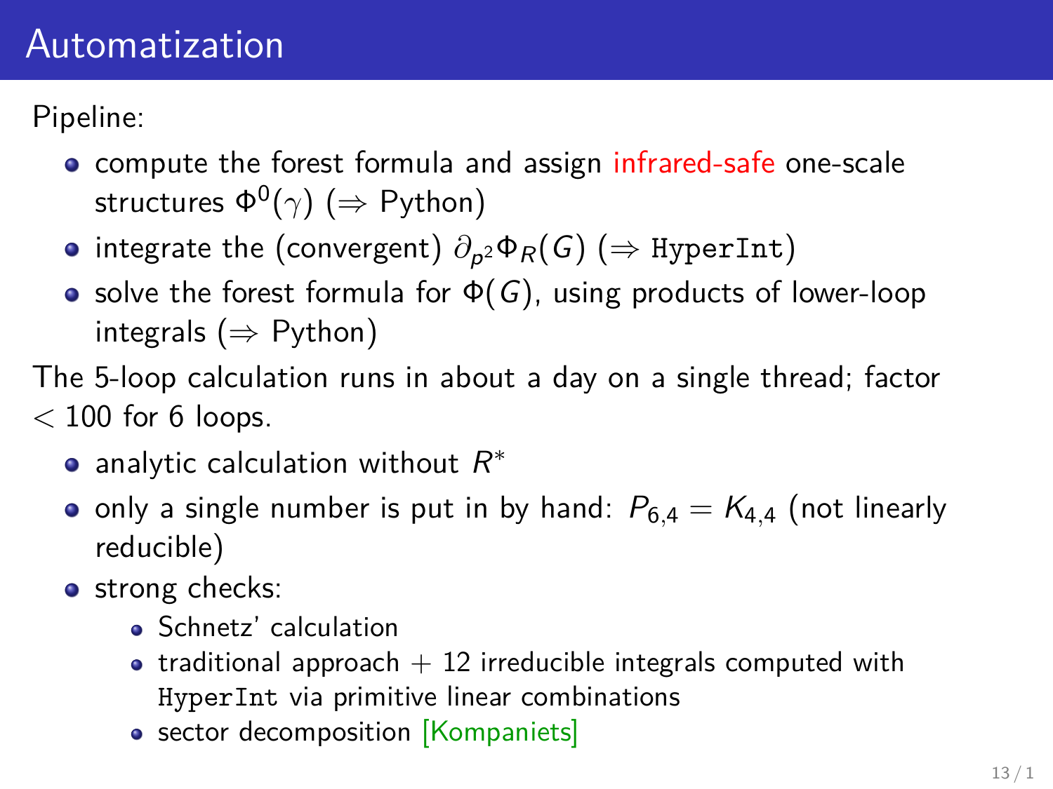# Automatization

Pipeline:

- compute the forest formula and assign infrared-safe one-scale structures $\Phi^0(\gamma)$ ($\Rightarrow$ Python)
- integrate the (convergent) $\partial_{p^2}\Phi_R(G)$ ($\Rightarrow$ `HyperInt`)
- solve the forest formula for $\Phi(G)$, using products of lower-loop integrals ($\Rightarrow$ Python)

The 5-loop calculation runs in about a day on a single thread; factor $< 100$ for 6 loops.

- analytic calculation without $R^*$
- only a single number is put in by hand: $P_{6,4} = K_{4,4}$ (not linearly reducible)
- strong checks:
  - Schnetz' calculation
  - traditional approach + 12 irreducible integrals computed with `HyperInt` via primitive linear combinations
  - sector decomposition [Kompaniets]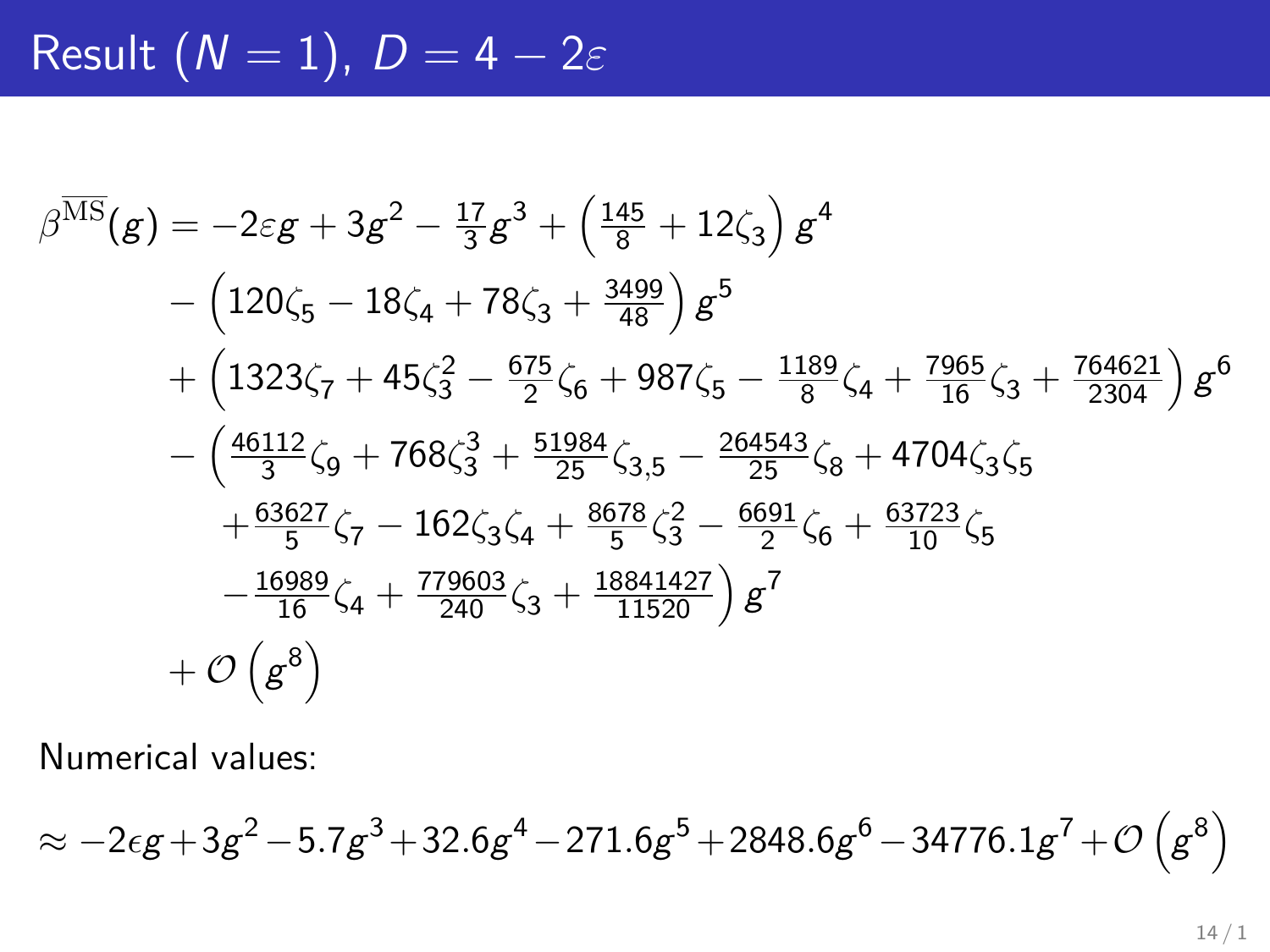# Result $(N=1)$, $D = 4 - 2\varepsilon$

$$
\begin{aligned}
\beta^{\overline{\mathrm{MS}}}(g) = & -2\varepsilon g + 3g^2 - \tfrac{17}{3}g^3 + \left(\tfrac{145}{8} + 12\zeta_3\right) g^4 \\
& - \left(120\zeta_5 - 18\zeta_4 + 78\zeta_3 + \tfrac{3499}{48}\right) g^5 \\
& + \left(1323\zeta_7 + 45\zeta_3^2 - \tfrac{675}{2}\zeta_6 + 987\zeta_5 - \tfrac{1189}{8}\zeta_4 + \tfrac{7965}{16}\zeta_3 + \tfrac{764621}{2304}\right) g^6 \\
& - \Big(\tfrac{46112}{3}\zeta_9 + 768\zeta_3^3 + \tfrac{51984}{25}\zeta_{3,5} - \tfrac{264543}{25}\zeta_8 + 4704\zeta_3\zeta_5 \\
& \quad + \tfrac{63627}{5}\zeta_7 - 162\zeta_3\zeta_4 + \tfrac{8678}{5}\zeta_3^2 - \tfrac{6691}{2}\zeta_6 + \tfrac{63723}{10}\zeta_5 \\
& \quad - \tfrac{16989}{16}\zeta_4 + \tfrac{779603}{240}\zeta_3 + \tfrac{18841427}{11520}\Big) g^7 \\
& + \mathcal{O}\left(g^8\right)
\end{aligned}
$$

Numerical values:

$$
\approx -2\epsilon g + 3g^2 - 5.7g^3 + 32.6g^4 - 271.6g^5 + 2848.6g^6 - 34776.1g^7 + \mathcal{O}\left(g^8\right)
$$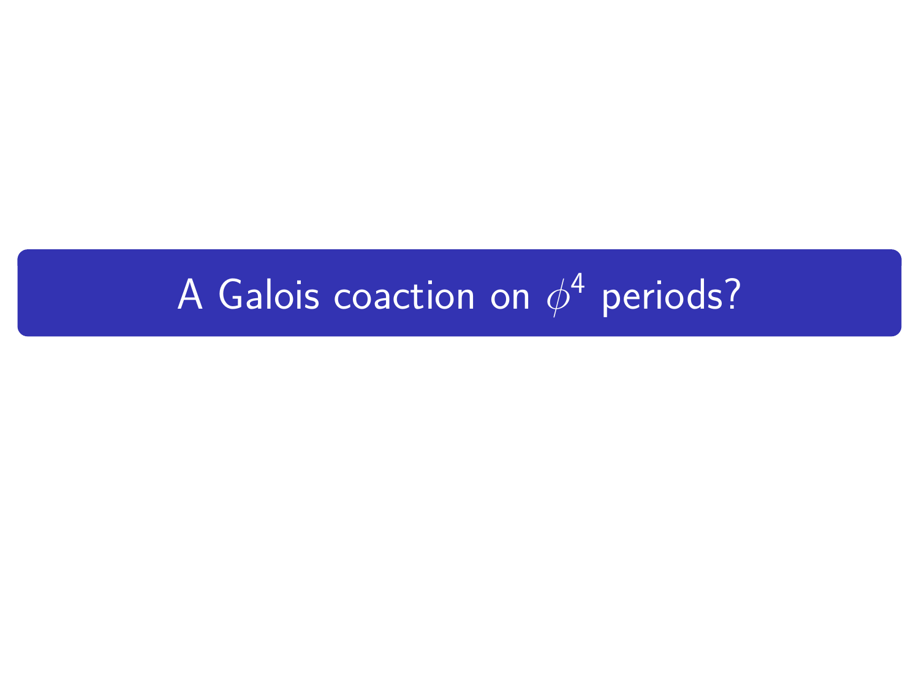# A Galois coaction on $\phi^4$ periods?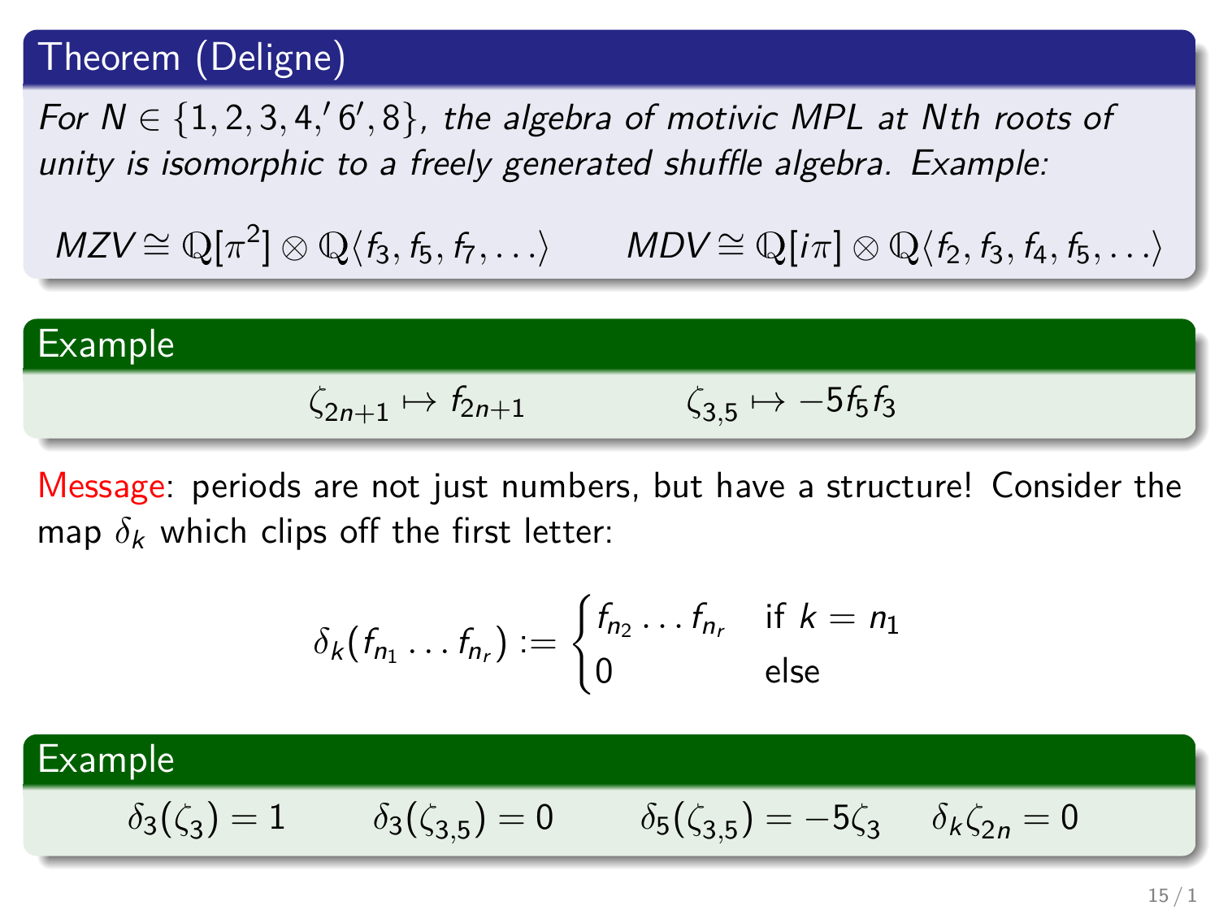### Theorem (Deligne)

*For $N \in \{1, 2, 3, 4, '6', 8\}$, the algebra of motivic MPL at $N$th roots of unity is isomorphic to a freely generated shuffle algebra. Example:*

$$MZV \cong \mathbb{Q}[\pi^2] \otimes \mathbb{Q}\langle f_3, f_5, f_7, \dots\rangle \qquad MDV \cong \mathbb{Q}[i\pi] \otimes \mathbb{Q}\langle f_2, f_3, f_4, f_5, \dots\rangle$$

### Example

$$\zeta_{2n+1} \mapsto f_{2n+1} \qquad \zeta_{3,5} \mapsto -5 f_5 f_3$$

Message: periods are not just numbers, but have a structure! Consider the map $\delta_k$ which clips off the first letter:

$$\delta_k(f_{n_1} \dots f_{n_r}) := \begin{cases} f_{n_2} \dots f_{n_r} & \text{if } k = n_1 \\ 0 & \text{else} \end{cases}$$

### Example

$$\delta_3(\zeta_3) = 1 \qquad \delta_3(\zeta_{3,5}) = 0 \qquad \delta_5(\zeta_{3,5}) = -5\zeta_3 \qquad \delta_k \zeta_{2n} = 0$$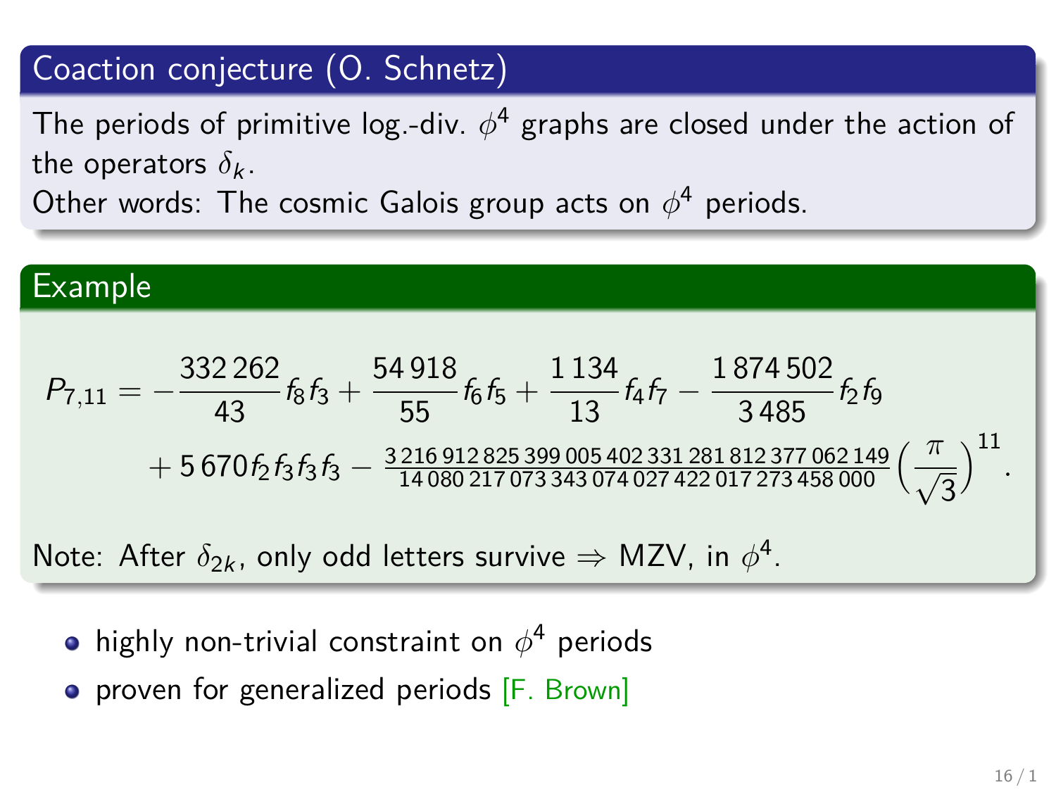### Coaction conjecture (O. Schnetz)

The periods of primitive log.-div. $\phi^4$ graphs are closed under the action of the operators $\delta_k$.
Other words: The cosmic Galois group acts on $\phi^4$ periods.

### Example

$$P_{7,11} = -\frac{332\,262}{43} f_8 f_3 + \frac{54\,918}{55} f_6 f_5 + \frac{1\,134}{13} f_4 f_7 - \frac{1\,874\,502}{3\,485} f_2 f_9 + 5\,670 f_2 f_3 f_3 f_3 - \frac{3\,216\,912\,825\,399\,005\,402\,331\,281\,812\,377\,062\,149}{14\,080\,217\,073\,343\,074\,027\,422\,017\,273\,458\,000} \left(\frac{\pi}{\sqrt{3}}\right)^{11}.$$

Note: After $\delta_{2k}$, only odd letters survive $\Rightarrow$ MZV, in $\phi^4$.

- highly non-trivial constraint on $\phi^4$ periods
- proven for generalized periods [F. Brown]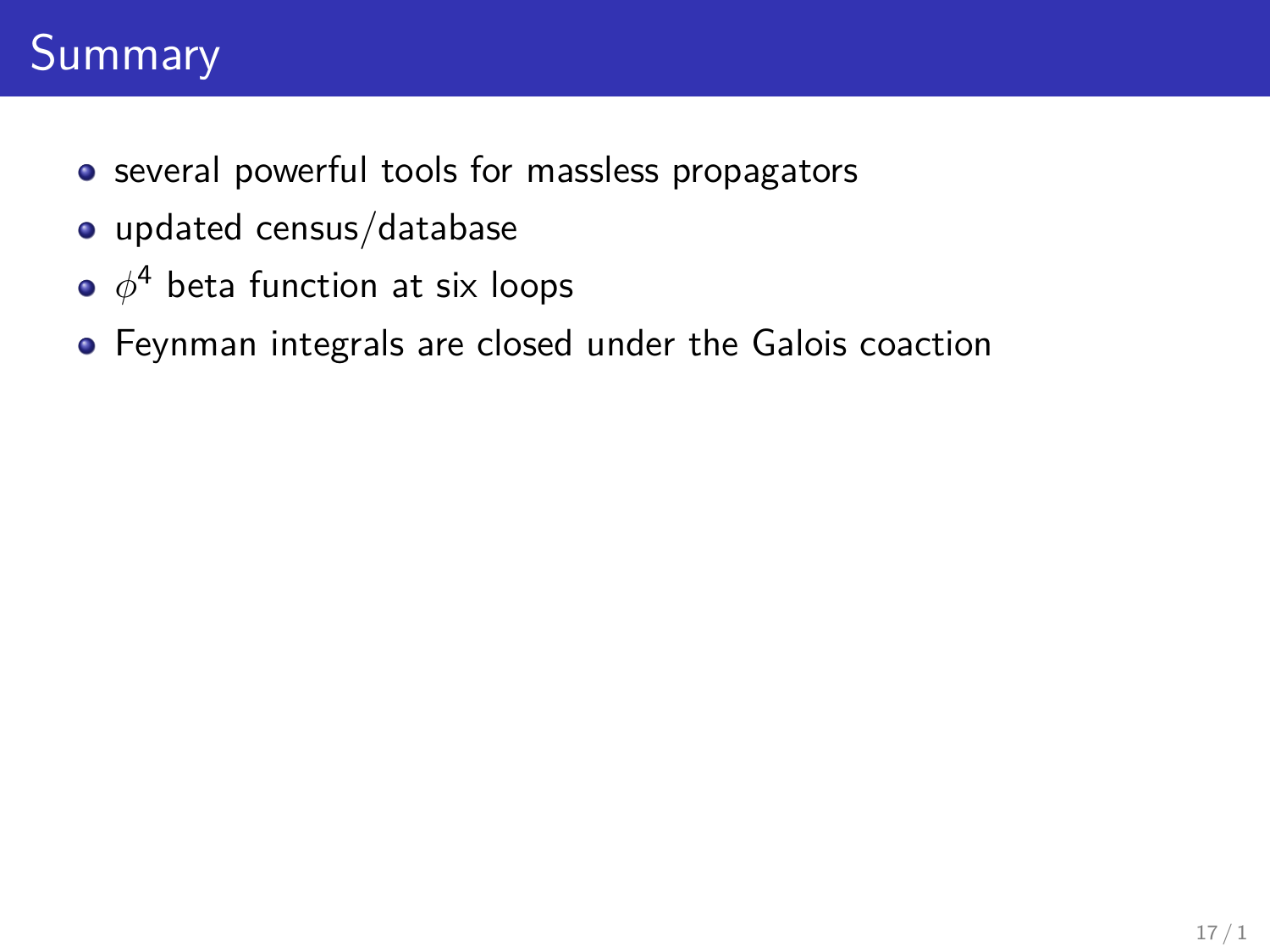# Summary

- several powerful tools for massless propagators
- updated census/database
- $\phi^4$ beta function at six loops
- Feynman integrals are closed under the Galois coaction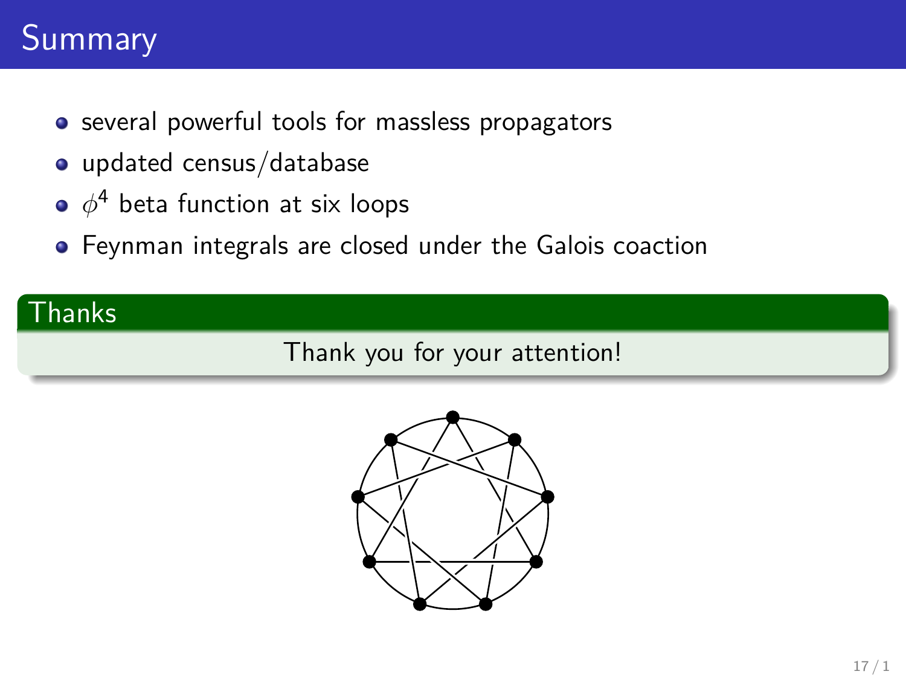# Summary

- several powerful tools for massless propagators
- updated census/database
- $\phi^4$ beta function at six loops
- Feynman integrals are closed under the Galois coaction

## Thanks

Thank you for your attention!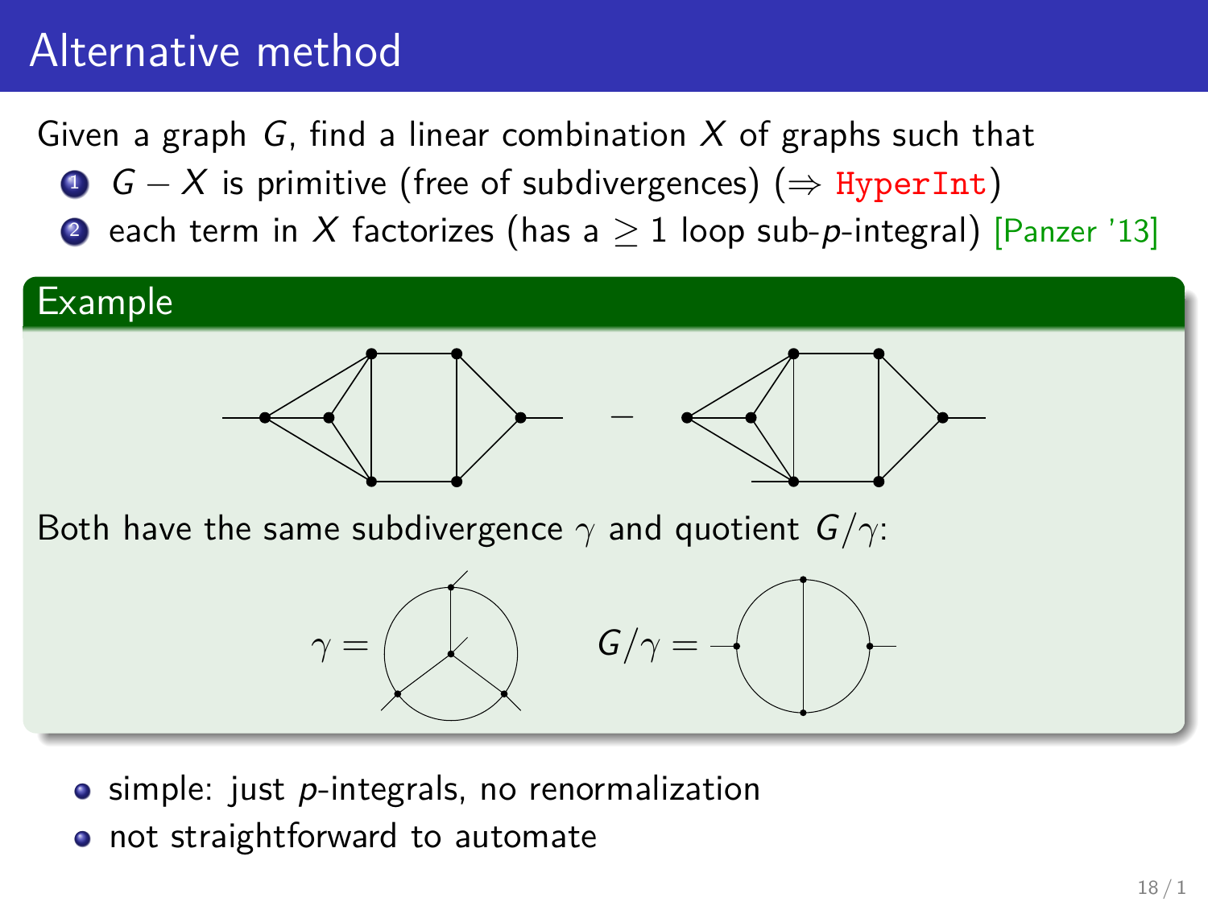# Alternative method

Given a graph $G$, find a linear combination $X$ of graphs such that

1. $G - X$ is primitive (free of subdivergences) ($\Rightarrow$ `HyperInt`)
2. each term in $X$ factorizes (has a $\geq 1$ loop sub-$p$-integral) [Panzer '13]

## Example

$-$

Both have the same subdivergence $\gamma$ and quotient $G/\gamma$:

$\gamma =$ $\qquad$ $G/\gamma =$

- simple: just $p$-integrals, no renormalization
- not straightforward to automate